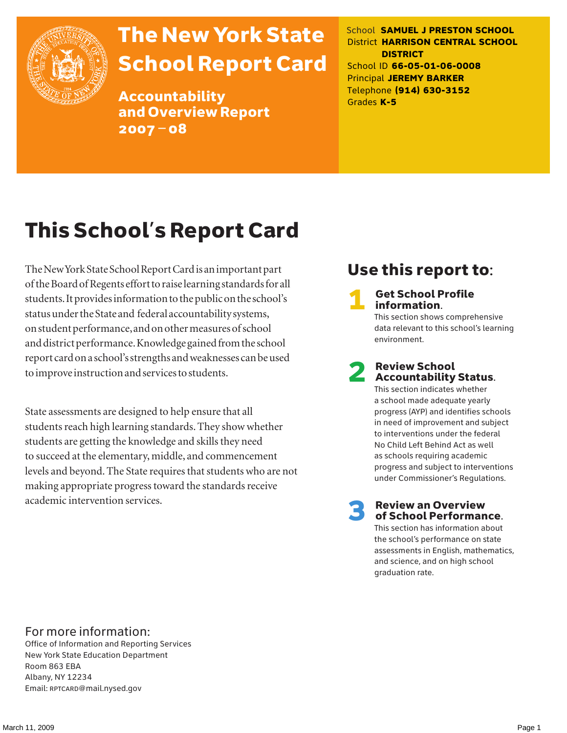# The New York State School Report Card

## Accountability and Overview Report 2007 – 08

School **SAMUEL J PRESTON SCHOOL**
District **HARRISON CENTRAL SCHOOL DISTRICT**
School ID **66-05-01-06-0008**
Principal **JEREMY BARKER**
Telephone **(914) 630-3152**
Grades **K-5**

# This School's Report Card

The New York State School Report Card is an important part of the Board of Regents effort to raise learning standards for all students. It provides information to the public on the school's status under the State and federal accountability systems, on student performance, and on other measures of school and district performance. Knowledge gained from the school report card on a school's strengths and weaknesses can be used to improve instruction and services to students.

State assessments are designed to help ensure that all students reach high learning standards. They show whether students are getting the knowledge and skills they need to succeed at the elementary, middle, and commencement levels and beyond. The State requires that students who are not making appropriate progress toward the standards receive academic intervention services.

## Use this report to:

**1 Get School Profile information.**
This section shows comprehensive data relevant to this school's learning environment.

**2 Review School Accountability Status.**
This section indicates whether a school made adequate yearly progress (AYP) and identifies schools in need of improvement and subject to interventions under the federal No Child Left Behind Act as well as schools requiring academic progress and subject to interventions under Commissioner's Regulations.

**3 Review an Overview of School Performance.**
This section has information about the school's performance on state assessments in English, mathematics, and science, and on high school graduation rate.

For more information:
Office of Information and Reporting Services
New York State Education Department
Room 863 EBA
Albany, NY 12234
Email: RPTCARD@mail.nysed.gov

March 11, 2009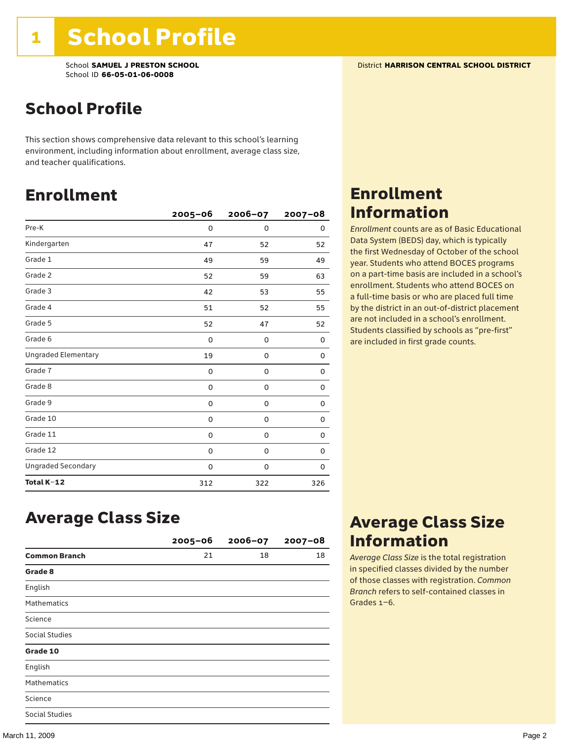# 1 School Profile

School **SAMUEL J PRESTON SCHOOL**
School ID **66-05-01-06-0008**

District **HARRISON CENTRAL SCHOOL DISTRICT**

## School Profile

This section shows comprehensive data relevant to this school's learning environment, including information about enrollment, average class size, and teacher qualifications.

## Enrollment

| | 2005–06 | 2006–07 | 2007–08 |
|---|---|---|---|
| Pre-K | 0 | 0 | 0 |
| Kindergarten | 47 | 52 | 52 |
| Grade 1 | 49 | 59 | 49 |
| Grade 2 | 52 | 59 | 63 |
| Grade 3 | 42 | 53 | 55 |
| Grade 4 | 51 | 52 | 55 |
| Grade 5 | 52 | 47 | 52 |
| Grade 6 | 0 | 0 | 0 |
| Ungraded Elementary | 19 | 0 | 0 |
| Grade 7 | 0 | 0 | 0 |
| Grade 8 | 0 | 0 | 0 |
| Grade 9 | 0 | 0 | 0 |
| Grade 10 | 0 | 0 | 0 |
| Grade 11 | 0 | 0 | 0 |
| Grade 12 | 0 | 0 | 0 |
| Ungraded Secondary | 0 | 0 | 0 |
| **Total K–12** | 312 | 322 | 326 |

## Enrollment Information

*Enrollment* counts are as of Basic Educational Data System (BEDS) day, which is typically the first Wednesday of October of the school year. Students who attend BOCES programs on a part-time basis are included in a school's enrollment. Students who attend BOCES on a full-time basis or who are placed full time by the district in an out-of-district placement are not included in a school's enrollment. Students classified by schools as "pre-first" are included in first grade counts.

## Average Class Size

| | 2005–06 | 2006–07 | 2007–08 |
|---|---|---|---|
| **Common Branch** | 21 | 18 | 18 |
| **Grade 8** | | | |
| English | | | |
| Mathematics | | | |
| Science | | | |
| Social Studies | | | |
| **Grade 10** | | | |
| English | | | |
| Mathematics | | | |
| Science | | | |
| Social Studies | | | |

## Average Class Size Information

*Average Class Size* is the total registration in specified classes divided by the number of those classes with registration. *Common Branch* refers to self-contained classes in Grades 1–6.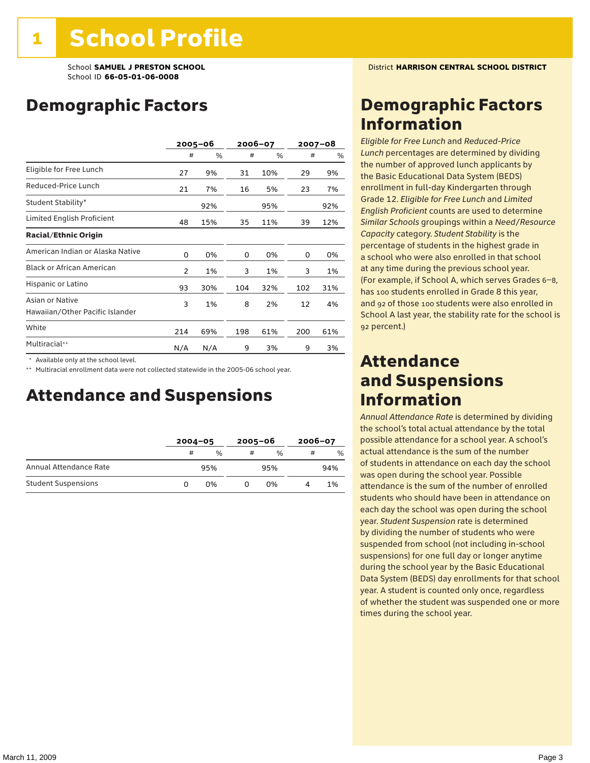# 1 School Profile

School **SAMUEL J PRESTON SCHOOL**
School ID **66-05-01-06-0008**

District **HARRISON CENTRAL SCHOOL DISTRICT**

## Demographic Factors

| | 2005–06 | | 2006–07 | | 2007–08 | |
|---|---|---|---|---|---|---|
| | # | % | # | % | # | % |
| Eligible for Free Lunch | 27 | 9% | 31 | 10% | 29 | 9% |
| Reduced-Price Lunch | 21 | 7% | 16 | 5% | 23 | 7% |
| Student Stability* | | 92% | | 95% | | 92% |
| Limited English Proficient | 48 | 15% | 35 | 11% | 39 | 12% |
| **Racial/Ethnic Origin** | | | | | | |
| American Indian or Alaska Native | 0 | 0% | 0 | 0% | 0 | 0% |
| Black or African American | 2 | 1% | 3 | 1% | 3 | 1% |
| Hispanic or Latino | 93 | 30% | 104 | 32% | 102 | 31% |
| Asian or Native Hawaiian/Other Pacific Islander | 3 | 1% | 8 | 2% | 12 | 4% |
| White | 214 | 69% | 198 | 61% | 200 | 61% |
| Multiracial** | N/A | N/A | 9 | 3% | 9 | 3% |

\* Available only at the school level.

** Multiracial enrollment data were not collected statewide in the 2005-06 school year.

## Attendance and Suspensions

| | 2004–05 | | 2005–06 | | 2006–07 | |
|---|---|---|---|---|---|---|
| | # | % | # | % | # | % |
| Annual Attendance Rate | | 95% | | 95% | | 94% |
| Student Suspensions | 0 | 0% | 0 | 0% | 4 | 1% |

## Demographic Factors Information

*Eligible for Free Lunch* and *Reduced-Price Lunch* percentages are determined by dividing the number of approved lunch applicants by the Basic Educational Data System (BEDS) enrollment in full-day Kindergarten through Grade 12. *Eligible for Free Lunch* and *Limited English Proficient* counts are used to determine *Similar Schools* groupings within a *Need/Resource Capacity* category. *Student Stability* is the percentage of students in the highest grade in a school who were also enrolled in that school at any time during the previous school year. (For example, if School A, which serves Grades 6–8, has 100 students enrolled in Grade 8 this year, and 92 of those 100 students were also enrolled in School A last year, the stability rate for the school is 92 percent.)

## Attendance and Suspensions Information

*Annual Attendance Rate* is determined by dividing the school's total actual attendance by the total possible attendance for a school year. A school's actual attendance is the sum of the number of students in attendance on each day the school was open during the school year. Possible attendance is the sum of the number of enrolled students who should have been in attendance on each day the school was open during the school year. *Student Suspension* rate is determined by dividing the number of students who were suspended from school (not including in-school suspensions) for one full day or longer anytime during the school year by the Basic Educational Data System (BEDS) day enrollments for that school year. A student is counted only once, regardless of whether the student was suspended one or more times during the school year.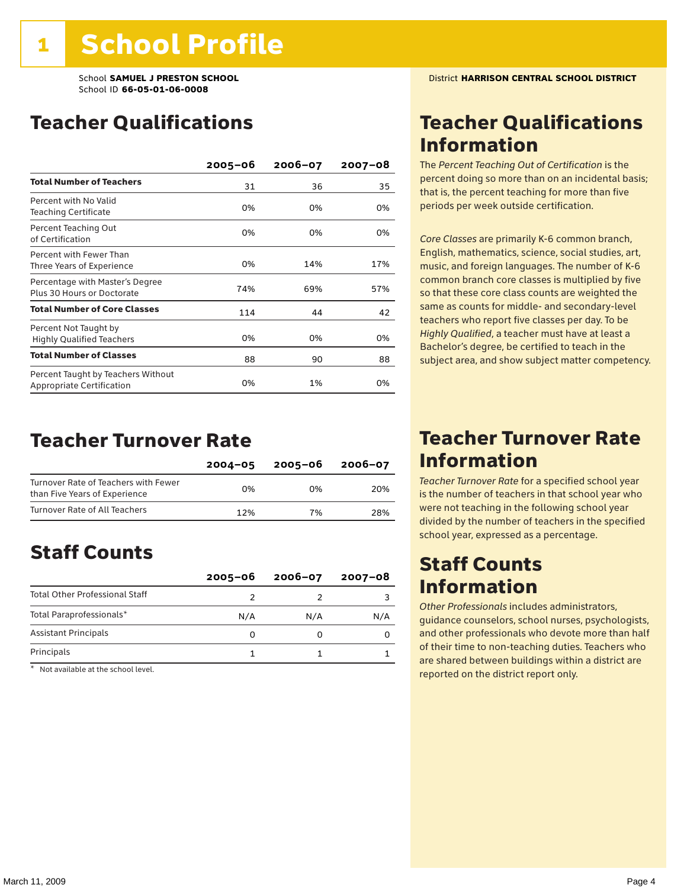# 1 School Profile

School **SAMUEL J PRESTON SCHOOL**
School ID **66-05-01-06-0008**

District **HARRISON CENTRAL SCHOOL DISTRICT**

## Teacher Qualifications

| | 2005–06 | 2006–07 | 2007–08 |
|---|---|---|---|
| **Total Number of Teachers** | 31 | 36 | 35 |
| Percent with No Valid Teaching Certificate | 0% | 0% | 0% |
| Percent Teaching Out of Certification | 0% | 0% | 0% |
| Percent with Fewer Than Three Years of Experience | 0% | 14% | 17% |
| Percentage with Master's Degree Plus 30 Hours or Doctorate | 74% | 69% | 57% |
| **Total Number of Core Classes** | 114 | 44 | 42 |
| Percent Not Taught by Highly Qualified Teachers | 0% | 0% | 0% |
| **Total Number of Classes** | 88 | 90 | 88 |
| Percent Taught by Teachers Without Appropriate Certification | 0% | 1% | 0% |

## Teacher Qualifications Information

The *Percent Teaching Out of Certification* is the percent doing so more than on an incidental basis; that is, the percent teaching for more than five periods per week outside certification.

*Core Classes* are primarily K-6 common branch, English, mathematics, science, social studies, art, music, and foreign languages. The number of K-6 common branch core classes is multiplied by five so that these core class counts are weighted the same as counts for middle- and secondary-level teachers who report five classes per day. To be *Highly Qualified*, a teacher must have at least a Bachelor's degree, be certified to teach in the subject area, and show subject matter competency.

## Teacher Turnover Rate

| | 2004–05 | 2005–06 | 2006–07 |
|---|---|---|---|
| Turnover Rate of Teachers with Fewer than Five Years of Experience | 0% | 0% | 20% |
| Turnover Rate of All Teachers | 12% | 7% | 28% |

## Teacher Turnover Rate Information

*Teacher Turnover Rate* for a specified school year is the number of teachers in that school year who were not teaching in the following school year divided by the number of teachers in the specified school year, expressed as a percentage.

## Staff Counts

| | 2005–06 | 2006–07 | 2007–08 |
|---|---|---|---|
| Total Other Professional Staff | 2 | 2 | 3 |
| Total Paraprofessionals* | N/A | N/A | N/A |
| Assistant Principals | 0 | 0 | 0 |
| Principals | 1 | 1 | 1 |

\* Not available at the school level.

## Staff Counts Information

*Other Professionals* includes administrators, guidance counselors, school nurses, psychologists, and other professionals who devote more than half of their time to non-teaching duties. Teachers who are shared between buildings within a district are reported on the district report only.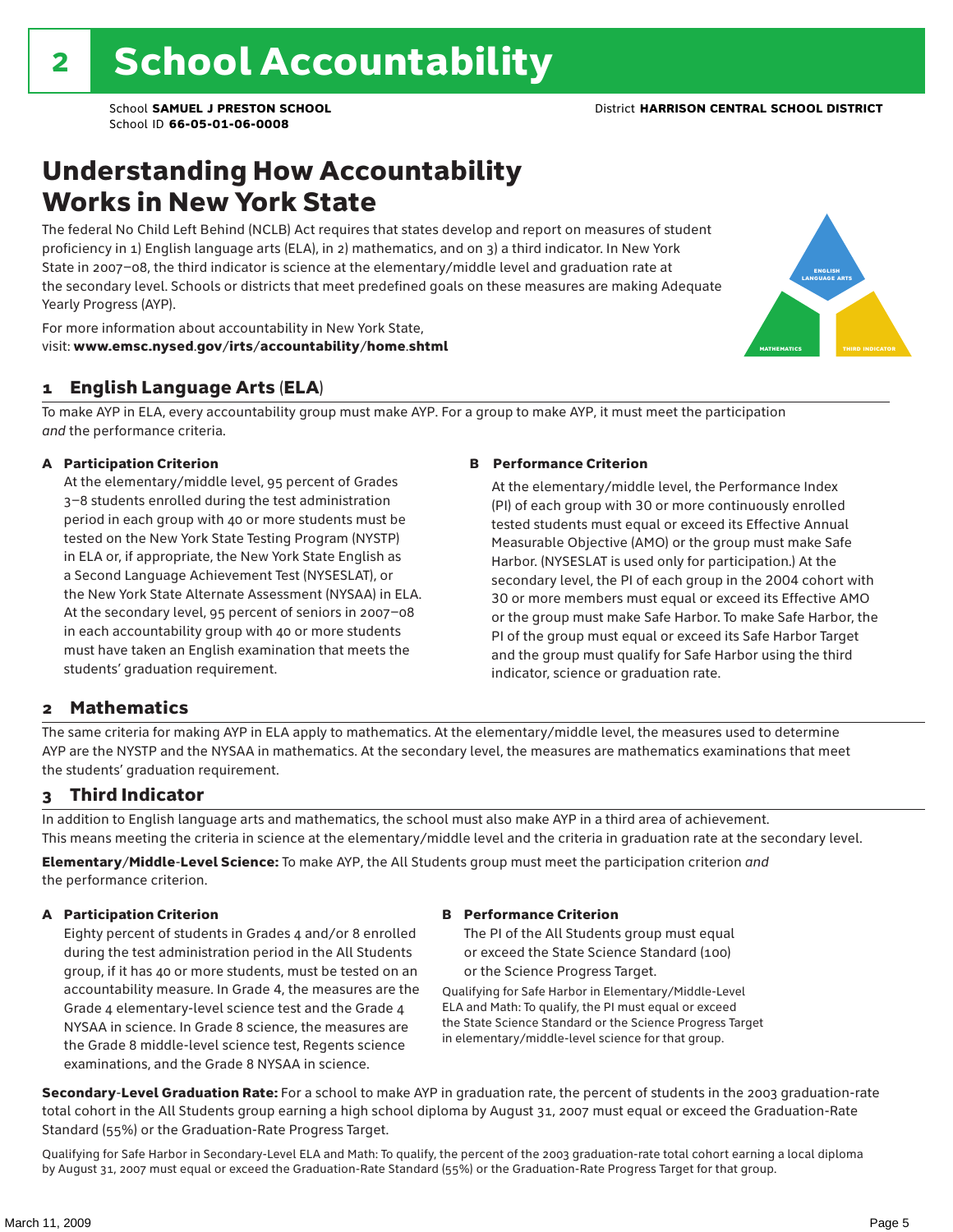# 2 School Accountability

School **SAMUEL J PRESTON SCHOOL** District **HARRISON CENTRAL SCHOOL DISTRICT**
School ID **66-05-01-06-0008**

## Understanding How Accountability Works in New York State

The federal No Child Left Behind (NCLB) Act requires that states develop and report on measures of student proficiency in 1) English language arts (ELA), in 2) mathematics, and on 3) a third indicator. In New York State in 2007–08, the third indicator is science at the elementary/middle level and graduation rate at the secondary level. Schools or districts that meet predefined goals on these measures are making Adequate Yearly Progress (AYP).

For more information about accountability in New York State, visit: **www.emsc.nysed.gov/irts/accountability/home.shtml**

ENGLISH LANGUAGE ARTS
MATHEMATICS
THIRD INDICATOR

### 1 English Language Arts (ELA)

To make AYP in ELA, every accountability group must make AYP. For a group to make AYP, it must meet the participation *and* the performance criteria.

**A Participation Criterion**

At the elementary/middle level, 95 percent of Grades 3–8 students enrolled during the test administration period in each group with 40 or more students must be tested on the New York State Testing Program (NYSTP) in ELA or, if appropriate, the New York State English as a Second Language Achievement Test (NYSESLAT), or the New York State Alternate Assessment (NYSAA) in ELA. At the secondary level, 95 percent of seniors in 2007–08 in each accountability group with 40 or more students must have taken an English examination that meets the students' graduation requirement.

**B Performance Criterion**

At the elementary/middle level, the Performance Index (PI) of each group with 30 or more continuously enrolled tested students must equal or exceed its Effective Annual Measurable Objective (AMO) or the group must make Safe Harbor. (NYSESLAT is used only for participation.) At the secondary level, the PI of each group in the 2004 cohort with 30 or more members must equal or exceed its Effective AMO or the group must make Safe Harbor. To make Safe Harbor, the PI of the group must equal or exceed its Safe Harbor Target and the group must qualify for Safe Harbor using the third indicator, science or graduation rate.

### 2 Mathematics

The same criteria for making AYP in ELA apply to mathematics. At the elementary/middle level, the measures used to determine AYP are the NYSTP and the NYSAA in mathematics. At the secondary level, the measures are mathematics examinations that meet the students' graduation requirement.

### 3 Third Indicator

In addition to English language arts and mathematics, the school must also make AYP in a third area of achievement. This means meeting the criteria in science at the elementary/middle level and the criteria in graduation rate at the secondary level.

**Elementary/Middle-Level Science:** To make AYP, the All Students group must meet the participation criterion *and* the performance criterion.

**A Participation Criterion**

Eighty percent of students in Grades 4 and/or 8 enrolled during the test administration period in the All Students group, if it has 40 or more students, must be tested on an accountability measure. In Grade 4, the measures are the Grade 4 elementary-level science test and the Grade 4 NYSAA in science. In Grade 8 science, the measures are the Grade 8 middle-level science test, Regents science examinations, and the Grade 8 NYSAA in science.

**B Performance Criterion**

The PI of the All Students group must equal or exceed the State Science Standard (100) or the Science Progress Target.

Qualifying for Safe Harbor in Elementary/Middle-Level ELA and Math: To qualify, the PI must equal or exceed the State Science Standard or the Science Progress Target in elementary/middle-level science for that group.

**Secondary-Level Graduation Rate:** For a school to make AYP in graduation rate, the percent of students in the 2003 graduation-rate total cohort in the All Students group earning a high school diploma by August 31, 2007 must equal or exceed the Graduation-Rate Standard (55%) or the Graduation-Rate Progress Target.

Qualifying for Safe Harbor in Secondary-Level ELA and Math: To qualify, the percent of the 2003 graduation-rate total cohort earning a local diploma by August 31, 2007 must equal or exceed the Graduation-Rate Standard (55%) or the Graduation-Rate Progress Target for that group.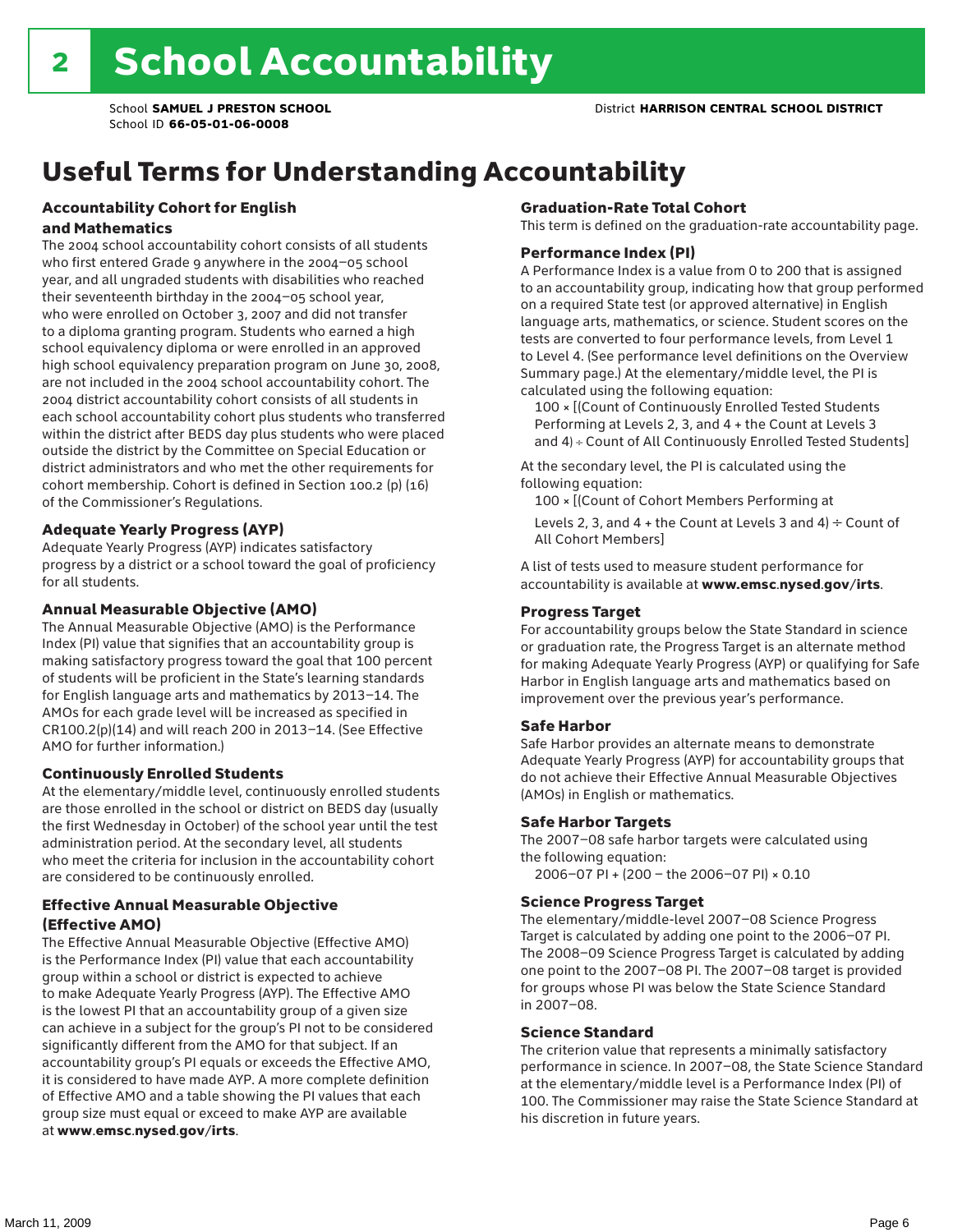# 2 School Accountability

School **SAMUEL J PRESTON SCHOOL** District **HARRISON CENTRAL SCHOOL DISTRICT**
School ID **66-05-01-06-0008**

## Useful Terms for Understanding Accountability

### Accountability Cohort for English and Mathematics

The 2004 school accountability cohort consists of all students who first entered Grade 9 anywhere in the 2004–05 school year, and all ungraded students with disabilities who reached their seventeenth birthday in the 2004–05 school year, who were enrolled on October 3, 2007 and did not transfer to a diploma granting program. Students who earned a high school equivalency diploma or were enrolled in an approved high school equivalency preparation program on June 30, 2008, are not included in the 2004 school accountability cohort. The 2004 district accountability cohort consists of all students in each school accountability cohort plus students who transferred within the district after BEDS day plus students who were placed outside the district by the Committee on Special Education or district administrators and who met the other requirements for cohort membership. Cohort is defined in Section 100.2 (p) (16) of the Commissioner's Regulations.

### Adequate Yearly Progress (AYP)

Adequate Yearly Progress (AYP) indicates satisfactory progress by a district or a school toward the goal of proficiency for all students.

### Annual Measurable Objective (AMO)

The Annual Measurable Objective (AMO) is the Performance Index (PI) value that signifies that an accountability group is making satisfactory progress toward the goal that 100 percent of students will be proficient in the State's learning standards for English language arts and mathematics by 2013–14. The AMOs for each grade level will be increased as specified in CR100.2(p)(14) and will reach 200 in 2013–14. (See Effective AMO for further information.)

### Continuously Enrolled Students

At the elementary/middle level, continuously enrolled students are those enrolled in the school or district on BEDS day (usually the first Wednesday in October) of the school year until the test administration period. At the secondary level, all students who meet the criteria for inclusion in the accountability cohort are considered to be continuously enrolled.

### Effective Annual Measurable Objective (Effective AMO)

The Effective Annual Measurable Objective (Effective AMO) is the Performance Index (PI) value that each accountability group within a school or district is expected to achieve to make Adequate Yearly Progress (AYP). The Effective AMO is the lowest PI that an accountability group of a given size can achieve in a subject for the group's PI not to be considered significantly different from the AMO for that subject. If an accountability group's PI equals or exceeds the Effective AMO, it is considered to have made AYP. A more complete definition of Effective AMO and a table showing the PI values that each group size must equal or exceed to make AYP are available at **www.emsc.nysed.gov/irts**.

### Graduation-Rate Total Cohort

This term is defined on the graduation-rate accountability page.

### Performance Index (PI)

A Performance Index is a value from 0 to 200 that is assigned to an accountability group, indicating how that group performed on a required State test (or approved alternative) in English language arts, mathematics, or science. Student scores on the tests are converted to four performance levels, from Level 1 to Level 4. (See performance level definitions on the Overview Summary page.) At the elementary/middle level, the PI is calculated using the following equation:

100 × [(Count of Continuously Enrolled Tested Students Performing at Levels 2, 3, and 4 + the Count at Levels 3 and 4) ÷ Count of All Continuously Enrolled Tested Students]

At the secondary level, the PI is calculated using the following equation:

100 × [(Count of Cohort Members Performing at Levels 2, 3, and 4 + the Count at Levels 3 and 4) ÷ Count of All Cohort Members]

A list of tests used to measure student performance for accountability is available at **www.emsc.nysed.gov/irts**.

### Progress Target

For accountability groups below the State Standard in science or graduation rate, the Progress Target is an alternate method for making Adequate Yearly Progress (AYP) or qualifying for Safe Harbor in English language arts and mathematics based on improvement over the previous year's performance.

### Safe Harbor

Safe Harbor provides an alternate means to demonstrate Adequate Yearly Progress (AYP) for accountability groups that do not achieve their Effective Annual Measurable Objectives (AMOs) in English or mathematics.

### Safe Harbor Targets

The 2007–08 safe harbor targets were calculated using the following equation:

2006–07 PI + (200 – the 2006–07 PI) × 0.10

### Science Progress Target

The elementary/middle-level 2007–08 Science Progress Target is calculated by adding one point to the 2006–07 PI. The 2008–09 Science Progress Target is calculated by adding one point to the 2007–08 PI. The 2007–08 target is provided for groups whose PI was below the State Science Standard in 2007–08.

### Science Standard

The criterion value that represents a minimally satisfactory performance in science. In 2007–08, the State Science Standard at the elementary/middle level is a Performance Index (PI) of 100. The Commissioner may raise the State Science Standard at his discretion in future years.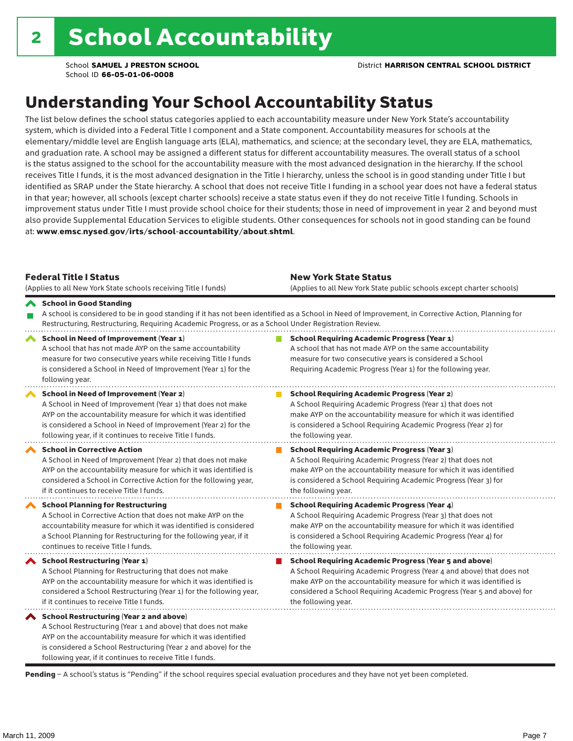# 2 School Accountability

School **SAMUEL J PRESTON SCHOOL**
School ID **66-05-01-06-0008**

District **HARRISON CENTRAL SCHOOL DISTRICT**

## Understanding Your School Accountability Status

The list below defines the school status categories applied to each accountability measure under New York State's accountability system, which is divided into a Federal Title I component and a State component. Accountability measures for schools at the elementary/middle level are English language arts (ELA), mathematics, and science; at the secondary level, they are ELA, mathematics, and graduation rate. A school may be assigned a different status for different accountability measures. The overall status of a school is the status assigned to the school for the accountability measure with the most advanced designation in the hierarchy. If the school receives Title I funds, it is the most advanced designation in the Title I hierarchy, unless the school is in good standing under Title I but identified as SRAP under the State hierarchy. A school that does not receive Title I funding in a school year does not have a federal status in that year; however, all schools (except charter schools) receive a state status even if they do not receive Title I funding. Schools in improvement status under Title I must provide school choice for their students; those in need of improvement in year 2 and beyond must also provide Supplemental Education Services to eligible students. Other consequences for schools not in good standing can be found at: **www.emsc.nysed.gov/irts/school-accountability/about.shtml**.

| **Federal Title I Status** (Applies to all New York State schools receiving Title I funds) | **New York State Status** (Applies to all New York State public schools except charter schools) |
|---|---|
| **School in Good Standing** A school is considered to be in good standing if it has not been identified as a School in Need of Improvement, in Corrective Action, Planning for Restructuring, Restructuring, Requiring Academic Progress, or as a School Under Registration Review. | |
| **School in Need of Improvement (Year 1)** A school that has not made AYP on the same accountability measure for two consecutive years while receiving Title I funds is considered a School in Need of Improvement (Year 1) for the following year. | **School Requiring Academic Progress (Year 1)** A school that has not made AYP on the same accountability measure for two consecutive years is considered a School Requiring Academic Progress (Year 1) for the following year. |
| **School in Need of Improvement (Year 2)** A School in Need of Improvement (Year 1) that does not make AYP on the accountability measure for which it was identified is considered a School in Need of Improvement (Year 2) for the following year, if it continues to receive Title I funds. | **School Requiring Academic Progress (Year 2)** A School Requiring Academic Progress (Year 1) that does not make AYP on the accountability measure for which it was identified is considered a School Requiring Academic Progress (Year 2) for the following year. |
| **School in Corrective Action** A School in Need of Improvement (Year 2) that does not make AYP on the accountability measure for which it was identified is considered a School in Corrective Action for the following year, if it continues to receive Title I funds. | **School Requiring Academic Progress (Year 3)** A School Requiring Academic Progress (Year 2) that does not make AYP on the accountability measure for which it was identified is considered a School Requiring Academic Progress (Year 3) for the following year. |
| **School Planning for Restructuring** A School in Corrective Action that does not make AYP on the accountability measure for which it was identified is considered a School Planning for Restructuring for the following year, if it continues to receive Title I funds. | **School Requiring Academic Progress (Year 4)** A School Requiring Academic Progress (Year 3) that does not make AYP on the accountability measure for which it was identified is considered a School Requiring Academic Progress (Year 4) for the following year. |
| **School Restructuring (Year 1)** A School Planning for Restructuring that does not make AYP on the accountability measure for which it was identified is considered a School Restructuring (Year 1) for the following year, if it continues to receive Title I funds. | **School Requiring Academic Progress (Year 5 and above)** A School Requiring Academic Progress (Year 4 and above) that does not make AYP on the accountability measure for which it was identified is considered a School Requiring Academic Progress (Year 5 and above) for the following year. |
| **School Restructuring (Year 2 and above)** A School Restructuring (Year 1 and above) that does not make AYP on the accountability measure for which it was identified is considered a School Restructuring (Year 2 and above) for the following year, if it continues to receive Title I funds. | |

**Pending** – A school's status is "Pending" if the school requires special evaluation procedures and they have not yet been completed.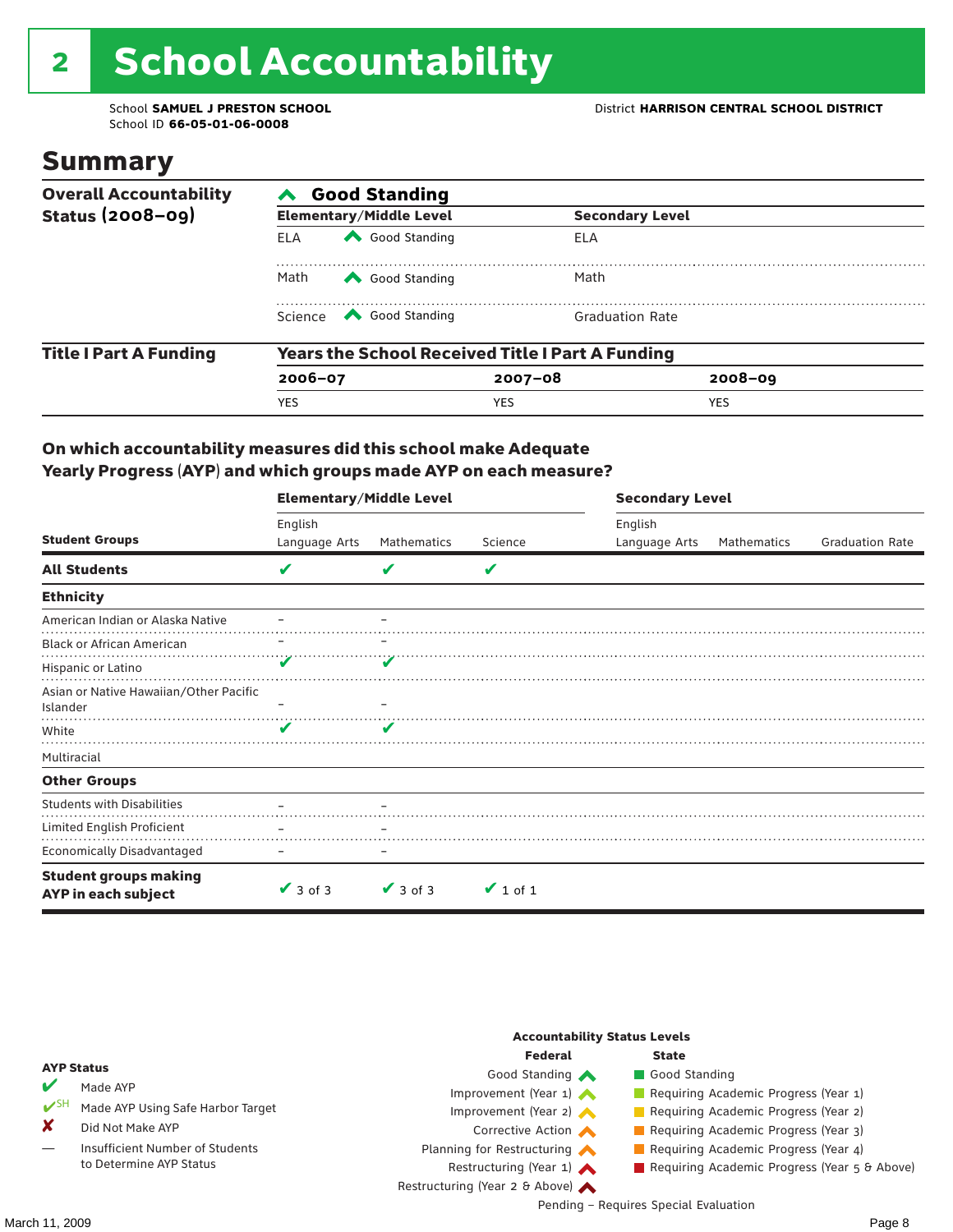# 2 School Accountability

School **SAMUEL J PRESTON SCHOOL**
School ID **66-05-01-06-0008**

District **HARRISON CENTRAL SCHOOL DISTRICT**

## Summary

| Overall Accountability Status (2008–09) | Good Standing | | | |
|---|---|---|---|---|
| | **Elementary/Middle Level** | | **Secondary Level** | |
| | ELA | Good Standing | ELA | |
| | Math | Good Standing | Math | |
| | Science | Good Standing | Graduation Rate | |

| Title I Part A Funding | Years the School Received Title I Part A Funding | | |
|---|---|---|---|
| | **2006–07** | **2007–08** | **2008–09** |
| | YES | YES | YES |

### On which accountability measures did this school make Adequate Yearly Progress (AYP) and which groups made AYP on each measure?

| Student Groups | Elementary/Middle Level English Language Arts | Elementary/Middle Level Mathematics | Elementary/Middle Level Science | Secondary Level English Language Arts | Secondary Level Mathematics | Secondary Level Graduation Rate |
|---|---|---|---|---|---|---|
| **All Students** | ✔ | ✔ | ✔ | | | |
| **Ethnicity** | | | | | | |
| American Indian or Alaska Native | – | – | | | | |
| Black or African American | – | – | | | | |
| Hispanic or Latino | ✔ | ✔ | | | | |
| Asian or Native Hawaiian/Other Pacific Islander | – | – | | | | |
| White | ✔ | ✔ | | | | |
| Multiracial | | | | | | |
| **Other Groups** | | | | | | |
| Students with Disabilities | – | – | | | | |
| Limited English Proficient | – | – | | | | |
| Economically Disadvantaged | – | – | | | | |
| **Student groups making AYP in each subject** | ✔ 3 of 3 | ✔ 3 of 3 | ✔ 1 of 1 | | | |

**AYP Status**

- ✔ Made AYP
- ✔SH Made AYP Using Safe Harbor Target
- ✘ Did Not Make AYP
- — Insufficient Number of Students to Determine AYP Status

**Accountability Status Levels**

| Federal | State |
|---|---|
| Good Standing | Good Standing |
| Improvement (Year 1) | Requiring Academic Progress (Year 1) |
| Improvement (Year 2) | Requiring Academic Progress (Year 2) |
| Corrective Action | Requiring Academic Progress (Year 3) |
| Planning for Restructuring | Requiring Academic Progress (Year 4) |
| Restructuring (Year 1) | Requiring Academic Progress (Year 5 & Above) |
| Restructuring (Year 2 & Above) | |

Pending – Requires Special Evaluation

March 11, 2009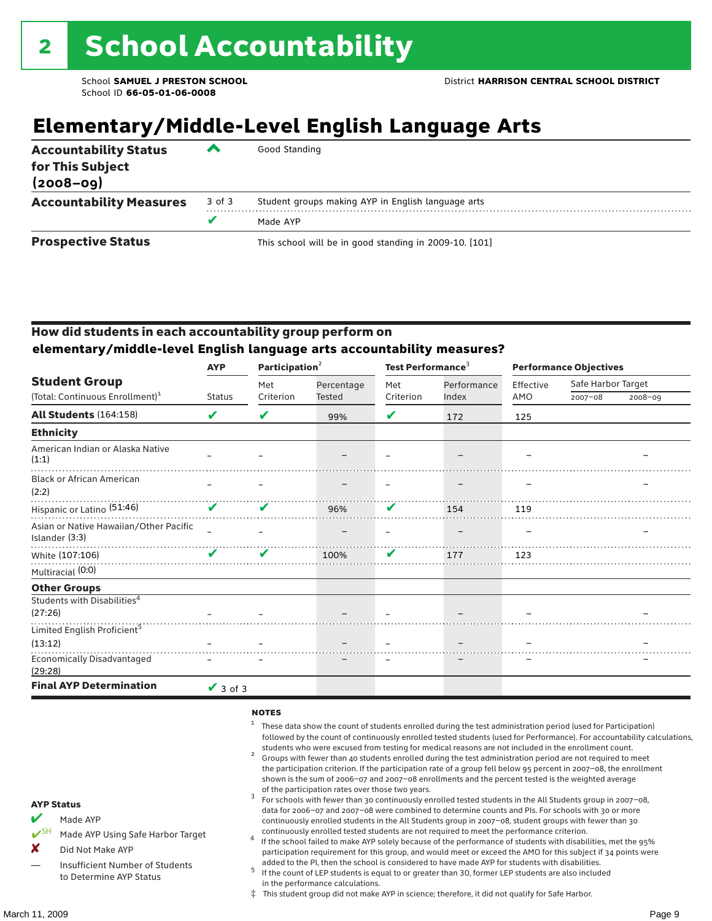# 2 School Accountability

School **SAMUEL J PRESTON SCHOOL**
School ID **66-05-01-06-0008**

District **HARRISON CENTRAL SCHOOL DISTRICT**

## Elementary/Middle-Level English Language Arts

| | | |
|---|---|---|
| **Accountability Status for This Subject (2008–09)** | ^ | Good Standing |
| **Accountability Measures** | 3 of 3 | Student groups making AYP in English language arts |
| | ✔ | Made AYP |
| **Prospective Status** | | This school will be in good standing in 2009-10. [101] |

### How did students in each accountability group perform on elementary/middle-level English language arts accountability measures?

| Student Group (Total: Continuous Enrollment)[1] | AYP Status | Participation[2] Met Criterion | Participation[2] Percentage Tested | Test Performance[3] Met Criterion | Test Performance[3] Performance Index | Performance Objectives Effective AMO | Safe Harbor Target 2007–08 | Safe Harbor Target 2008–09 |
|---|---|---|---|---|---|---|---|---|
| **All Students** (164:158) | ✔ | ✔ | 99% | ✔ | 172 | 125 | | |
| **Ethnicity** | | | | | | | | |
| American Indian or Alaska Native (1:1) | – | – | – | – | – | – | | – |
| Black or African American (2:2) | – | – | – | – | – | – | | – |
| Hispanic or Latino (51:46) | ✔ | ✔ | 96% | ✔ | 154 | 119 | | |
| Asian or Native Hawaiian/Other Pacific Islander (3:3) | – | – | – | – | – | – | | – |
| White (107:106) | ✔ | ✔ | 100% | ✔ | 177 | 123 | | |
| Multiracial (0:0) | | | | | | | | |
| **Other Groups** | | | | | | | | |
| Students with Disabilities[4] (27:26) | – | – | – | – | – | – | | – |
| Limited English Proficient[5] (13:12) | – | – | – | – | – | – | | – |
| Economically Disadvantaged (29:28) | – | – | – | – | – | – | | – |
| **Final AYP Determination** | ✔ 3 of 3 | | | | | | | |

**AYP Status**

- ✔ Made AYP
- ✔SH Made AYP Using Safe Harbor Target
- ✘ Did Not Make AYP
- — Insufficient Number of Students to Determine AYP Status

**NOTES**

1. These data show the count of students enrolled during the test administration period (used for Participation) followed by the count of continuously enrolled tested students (used for Performance). For accountability calculations, students who were excused from testing for medical reasons are not included in the enrollment count.
2. Groups with fewer than 40 students enrolled during the test administration period are not required to meet the participation criterion. If the participation rate of a group fell below 95 percent in 2007–08, the enrollment shown is the sum of 2006–07 and 2007–08 enrollments and the percent tested is the weighted average of the participation rates over those two years.
3. For schools with fewer than 30 continuously enrolled tested students in the All Students group in 2007–08, data for 2006–07 and 2007–08 were combined to determine counts and PIs. For schools with 30 or more continuously enrolled students in the All Students group in 2007–08, student groups with fewer than 30 continuously enrolled tested students are not required to meet the performance criterion.
4. If the school failed to make AYP solely because of the performance of students with disabilities, met the 95% participation requirement for this group, and would meet or exceed the AMO for this subject if 34 points were added to the PI, then the school is considered to have made AYP for students with disabilities.
5. If the count of LEP students is equal to or greater than 30, former LEP students are also included in the performance calculations.

‡ This student group did not make AYP in science; therefore, it did not qualify for Safe Harbor.

March 11, 2009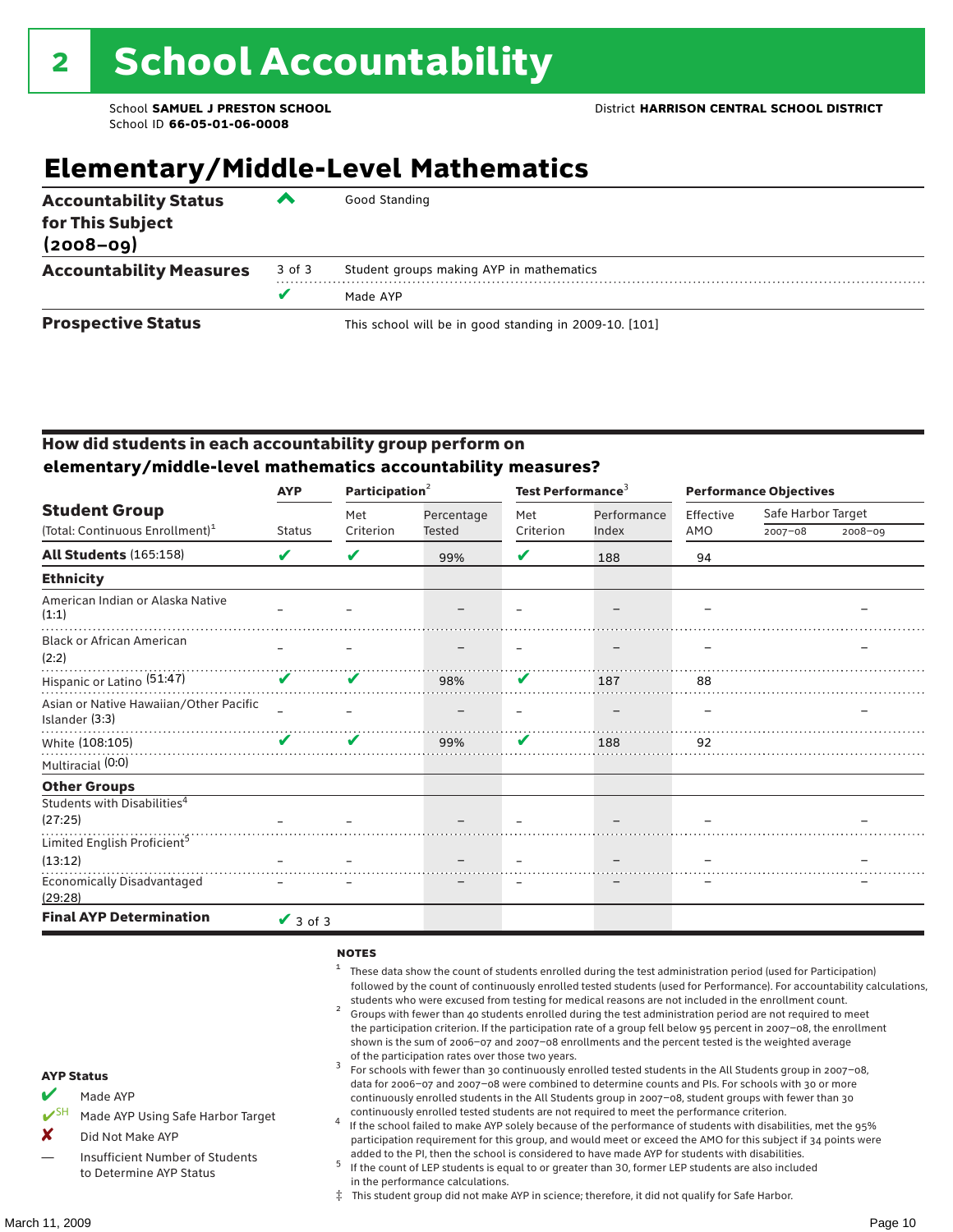# 2 School Accountability

School **SAMUEL J PRESTON SCHOOL**
School ID **66-05-01-06-0008**

District **HARRISON CENTRAL SCHOOL DISTRICT**

## Elementary/Middle-Level Mathematics

| | | |
|---|---|---|
| **Accountability Status for This Subject (2008–09)** | ^ | Good Standing |
| **Accountability Measures** | 3 of 3 | Student groups making AYP in mathematics |
| | ✔ | Made AYP |
| **Prospective Status** | | This school will be in good standing in 2009-10. [101] |

### How did students in each accountability group perform on elementary/middle-level mathematics accountability measures?

| Student Group (Total: Continuous Enrollment)[1] | AYP Status | Participation[2] Met Criterion | Participation[2] Percentage Tested | Test Performance[3] Met Criterion | Test Performance[3] Performance Index | Performance Objectives Effective AMO | Safe Harbor Target 2007–08 | Safe Harbor Target 2008–09 |
|---|---|---|---|---|---|---|---|---|
| **All Students** (165:158) | ✔ | ✔ | 99% | ✔ | 188 | 94 | | |
| **Ethnicity** | | | | | | | | |
| American Indian or Alaska Native (1:1) | – | – | – | – | – | – | | – |
| Black or African American (2:2) | – | – | – | – | – | – | | – |
| Hispanic or Latino (51:47) | ✔ | ✔ | 98% | ✔ | 187 | 88 | | |
| Asian or Native Hawaiian/Other Pacific Islander (3:3) | – | – | – | – | – | – | | – |
| White (108:105) | ✔ | ✔ | 99% | ✔ | 188 | 92 | | |
| Multiracial (0:0) | | | | | | | | |
| **Other Groups** | | | | | | | | |
| Students with Disabilities[4] (27:25) | – | – | – | – | – | – | | – |
| Limited English Proficient[5] (13:12) | – | – | – | – | – | – | | – |
| Economically Disadvantaged (29:28) | – | – | – | – | – | – | | – |
| **Final AYP Determination** | ✔ 3 of 3 | | | | | | | |

**AYP Status**

- ✔ Made AYP
- ✔SH Made AYP Using Safe Harbor Target
- ✘ Did Not Make AYP
- — Insufficient Number of Students to Determine AYP Status

**NOTES**

1. These data show the count of students enrolled during the test administration period (used for Participation) followed by the count of continuously enrolled tested students (used for Performance). For accountability calculations, students who were excused from testing for medical reasons are not included in the enrollment count.
2. Groups with fewer than 40 students enrolled during the test administration period are not required to meet the participation criterion. If the participation rate of a group fell below 95 percent in 2007–08, the enrollment shown is the sum of 2006–07 and 2007–08 enrollments and the percent tested is the weighted average of the participation rates over those two years.
3. For schools with fewer than 30 continuously enrolled tested students in the All Students group in 2007–08, data for 2006–07 and 2007–08 were combined to determine counts and PIs. For schools with 30 or more continuously enrolled students in the All Students group in 2007–08, student groups with fewer than 30 continuously enrolled tested students are not required to meet the performance criterion.
4. If the school failed to make AYP solely because of the performance of students with disabilities, met the 95% participation requirement for this group, and would meet or exceed the AMO for this subject if 34 points were added to the PI, then the school is considered to have made AYP for students with disabilities.
5. If the count of LEP students is equal to or greater than 30, former LEP students are also included in the performance calculations.

‡ This student group did not make AYP in science; therefore, it did not qualify for Safe Harbor.

March 11, 2009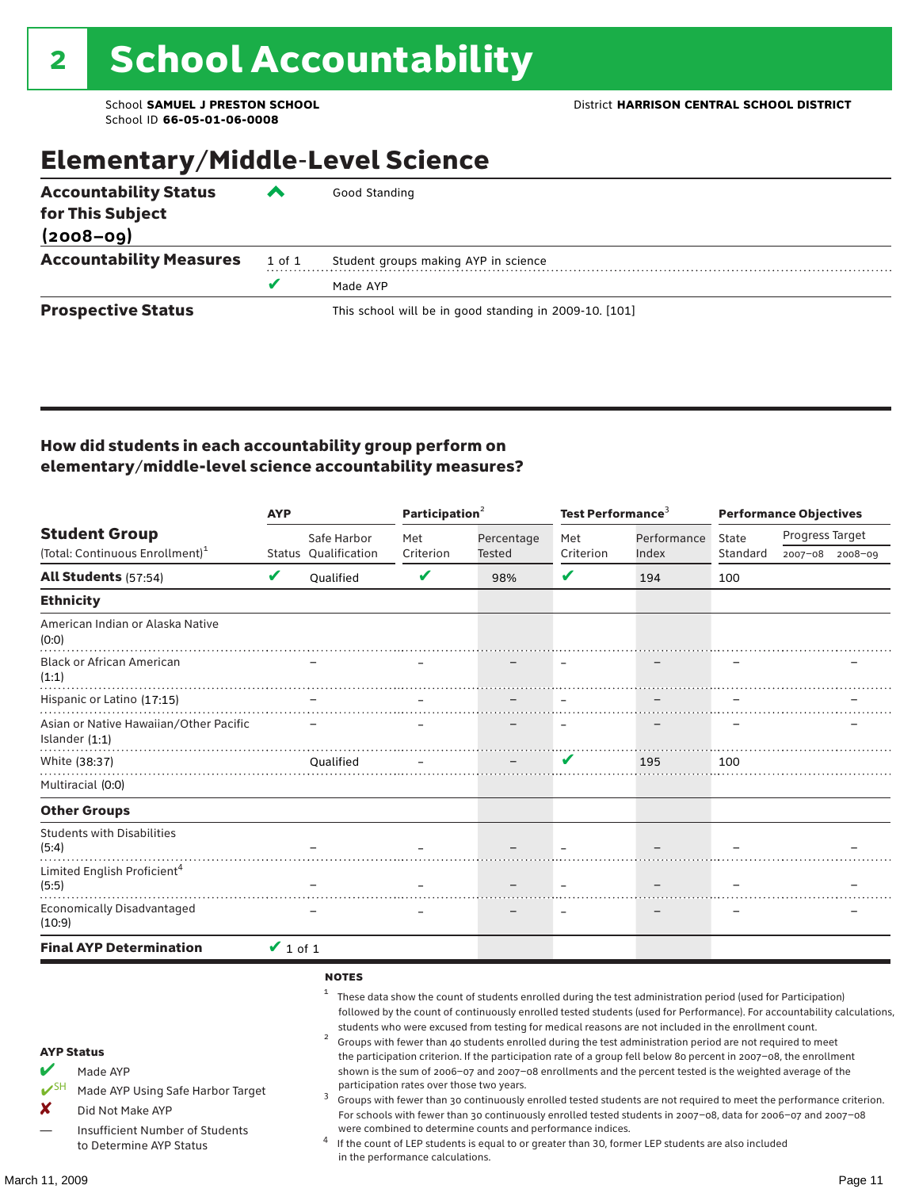# 2 School Accountability

School **SAMUEL J PRESTON SCHOOL**
School ID **66-05-01-06-0008**

District **HARRISON CENTRAL SCHOOL DISTRICT**

## Elementary/Middle-Level Science

| | | |
|---|---|---|
| **Accountability Status for This Subject (2008–09)** | ^ | Good Standing |
| **Accountability Measures** | 1 of 1 | Student groups making AYP in science |
| | ✔ | Made AYP |
| **Prospective Status** | | This school will be in good standing in 2009-10. [101] |

### How did students in each accountability group perform on elementary/middle-level science accountability measures?

| Student Group (Total: Continuous Enrollment)[1] | AYP Status | AYP Safe Harbor Qualification | Participation[2] Met Criterion | Participation[2] Percentage Tested | Test Performance[3] Met Criterion | Test Performance[3] Performance Index | Performance Objectives State Standard | Progress Target 2007–08 | Progress Target 2008–09 |
|---|---|---|---|---|---|---|---|---|---|
| **All Students** (57:54) | ✔ | Qualified | ✔ | 98% | ✔ | 194 | 100 | | |
| **Ethnicity** | | | | | | | | | |
| American Indian or Alaska Native (0:0) | | | | | | | | | |
| Black or African American (1:1) | | – | – | – | – | – | – | | – |
| Hispanic or Latino (17:15) | | – | – | – | – | – | – | | – |
| Asian or Native Hawaiian/Other Pacific Islander (1:1) | | – | – | – | – | – | – | | – |
| White (38:37) | | Qualified | – | – | ✔ | 195 | 100 | | |
| Multiracial (0:0) | | | | | | | | | |
| **Other Groups** | | | | | | | | | |
| Students with Disabilities (5:4) | | – | – | – | – | – | – | | – |
| Limited English Proficient[4] (5:5) | | – | – | – | – | – | – | | – |
| Economically Disadvantaged (10:9) | | – | – | – | – | – | – | | – |
| **Final AYP Determination** | ✔ 1 of 1 | | | | | | | | |

**AYP Status**

- ✔ Made AYP
- ✔SH Made AYP Using Safe Harbor Target
- ✘ Did Not Make AYP
- — Insufficient Number of Students to Determine AYP Status

**NOTES**

[1] These data show the count of students enrolled during the test administration period (used for Participation) followed by the count of continuously enrolled tested students (used for Performance). For accountability calculations, students who were excused from testing for medical reasons are not included in the enrollment count.

[2] Groups with fewer than 40 students enrolled during the test administration period are not required to meet the participation criterion. If the participation rate of a group fell below 80 percent in 2007–08, the enrollment shown is the sum of 2006–07 and 2007–08 enrollments and the percent tested is the weighted average of the participation rates over those two years.

[3] Groups with fewer than 30 continuously enrolled tested students are not required to meet the performance criterion. For schools with fewer than 30 continuously enrolled tested students in 2007–08, data for 2006–07 and 2007–08 were combined to determine counts and performance indices.

[4] If the count of LEP students is equal to or greater than 30, former LEP students are also included in the performance calculations.

March 11, 2009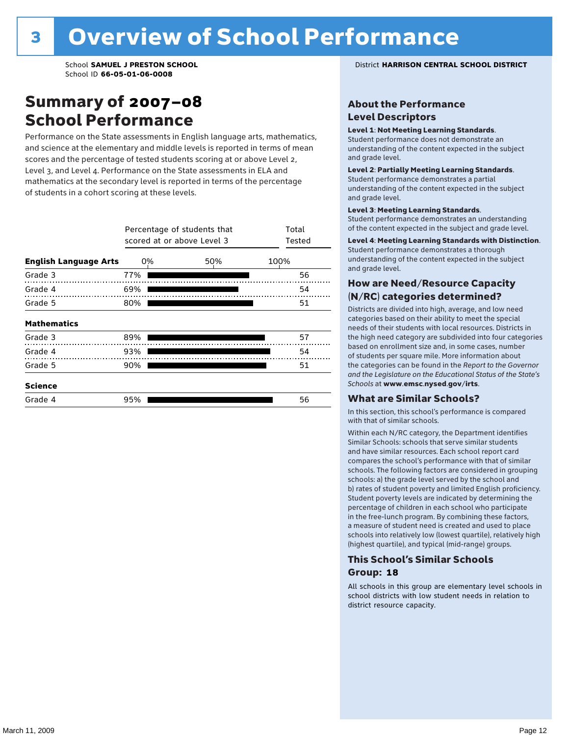# 3 Overview of School Performance

School **SAMUEL J PRESTON SCHOOL**
School ID **66-05-01-06-0008**

District **HARRISON CENTRAL SCHOOL DISTRICT**

## Summary of 2007–08 School Performance

Performance on the State assessments in English language arts, mathematics, and science at the elementary and middle levels is reported in terms of mean scores and the percentage of tested students scoring at or above Level 2, Level 3, and Level 4. Performance on the State assessments in ELA and mathematics at the secondary level is reported in terms of the percentage of students in a cohort scoring at these levels.

| | Percentage of students that scored at or above Level 3 | Total Tested |
|---|---|---|
| **English Language Arts** | | |
| Grade 3 | 77% | 56 |
| Grade 4 | 69% | 54 |
| Grade 5 | 80% | 51 |
| **Mathematics** | | |
| Grade 3 | 89% | 57 |
| Grade 4 | 93% | 54 |
| Grade 5 | 90% | 51 |
| **Science** | | |
| Grade 4 | 95% | 56 |

## About the Performance Level Descriptors

**Level 1: Not Meeting Learning Standards.** Student performance does not demonstrate an understanding of the content expected in the subject and grade level.

**Level 2: Partially Meeting Learning Standards.** Student performance demonstrates a partial understanding of the content expected in the subject and grade level.

**Level 3: Meeting Learning Standards.** Student performance demonstrates an understanding of the content expected in the subject and grade level.

**Level 4: Meeting Learning Standards with Distinction.** Student performance demonstrates a thorough understanding of the content expected in the subject and grade level.

## How are Need/Resource Capacity (N/RC) categories determined?

Districts are divided into high, average, and low need categories based on their ability to meet the special needs of their students with local resources. Districts in the high need category are subdivided into four categories based on enrollment size and, in some cases, number of students per square mile. More information about the categories can be found in the *Report to the Governor and the Legislature on the Educational Status of the State's Schools* at **www.emsc.nysed.gov/irts**.

## What are Similar Schools?

In this section, this school's performance is compared with that of similar schools.

Within each N/RC category, the Department identifies Similar Schools: schools that serve similar students and have similar resources. Each school report card compares the school's performance with that of similar schools. The following factors are considered in grouping schools: a) the grade level served by the school and b) rates of student poverty and limited English proficiency. Student poverty levels are indicated by determining the percentage of children in each school who participate in the free-lunch program. By combining these factors, a measure of student need is created and used to place schools into relatively low (lowest quartile), relatively high (highest quartile), and typical (mid-range) groups.

## This School's Similar Schools Group: 18

All schools in this group are elementary level schools in school districts with low student needs in relation to district resource capacity.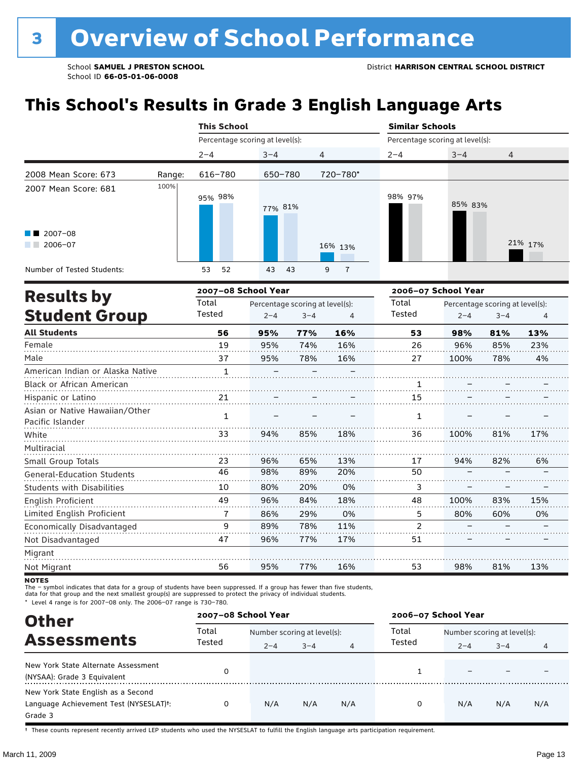# 3 Overview of School Performance

School **SAMUEL J PRESTON SCHOOL**
School ID **66-05-01-06-0008**

District **HARRISON CENTRAL SCHOOL DISTRICT**

## This School's Results in Grade 3 English Language Arts

| | | This School | | | Similar Schools | | |
|---|---|---|---|---|---|---|---|
| | | Percentage scoring at level(s): | | | Percentage scoring at level(s): | | |
| | | 2–4 | 3–4 | 4 | 2–4 | 3–4 | 4 |
| 2008 Mean Score: 673 | Range: | 616–780 | 650–780 | 720–780* | | | |
| 2007 Mean Score: 681 | 2007–08 | 95% | 77% | 16% | 98% | 85% | 21% |
| | 2006–07 | 98% | 81% | 13% | 97% | 83% | 17% |
| Number of Tested Students: | 2007–08 | 53 | 43 | 9 | | | |
| | 2006–07 | 52 | 43 | 7 | | | |

## Results by Student Group

| | 2007–08 School Year | | | | 2006–07 School Year | | | |
|---|---|---|---|---|---|---|---|---|
| | Total Tested | Percentage scoring at level(s): 2–4 | 3–4 | 4 | Total Tested | Percentage scoring at level(s): 2–4 | 3–4 | 4 |
| **All Students** | **56** | **95%** | **77%** | **16%** | **53** | **98%** | **81%** | **13%** |
| Female | 19 | 95% | 74% | 16% | 26 | 96% | 85% | 23% |
| Male | 37 | 95% | 78% | 16% | 27 | 100% | 78% | 4% |
| American Indian or Alaska Native | 1 | – | – | – | | | | |
| Black or African American | | | | | 1 | – | – | – |
| Hispanic or Latino | 21 | – | – | – | 15 | – | – | – |
| Asian or Native Hawaiian/Other Pacific Islander | 1 | – | – | – | 1 | – | – | – |
| White | 33 | 94% | 85% | 18% | 36 | 100% | 81% | 17% |
| Multiracial | | | | | | | | |
| Small Group Totals | 23 | 96% | 65% | 13% | 17 | 94% | 82% | 6% |
| General-Education Students | 46 | 98% | 89% | 20% | 50 | – | – | – |
| Students with Disabilities | 10 | 80% | 20% | 0% | 3 | – | – | – |
| English Proficient | 49 | 96% | 84% | 18% | 48 | 100% | 83% | 15% |
| Limited English Proficient | 7 | 86% | 29% | 0% | 5 | 80% | 60% | 0% |
| Economically Disadvantaged | 9 | 89% | 78% | 11% | 2 | – | – | – |
| Not Disadvantaged | 47 | 96% | 77% | 17% | 51 | – | – | – |
| Migrant | | | | | | | | |
| Not Migrant | 56 | 95% | 77% | 16% | 53 | 98% | 81% | 13% |

**NOTES**
The – symbol indicates that data for a group of students have been suppressed. If a group has fewer than five students, data for that group and the next smallest group(s) are suppressed to protect the privacy of individual students.
* Level 4 range is for 2007–08 only. The 2006–07 range is 730–780.

## Other Assessments

| | 2007–08 School Year | | | | 2006–07 School Year | | | |
|---|---|---|---|---|---|---|---|---|
| | Total Tested | Number scoring at level(s): 2–4 | 3–4 | 4 | Total Tested | Number scoring at level(s): 2–4 | 3–4 | 4 |
| New York State Alternate Assessment (NYSAA): Grade 3 Equivalent | 0 | | | | 1 | – | – | – |
| New York State English as a Second Language Achievement Test (NYSESLAT)†: Grade 3 | 0 | N/A | N/A | N/A | 0 | N/A | N/A | N/A |

† These counts represent recently arrived LEP students who used the NYSESLAT to fulfill the English language arts participation requirement.

March 11, 2009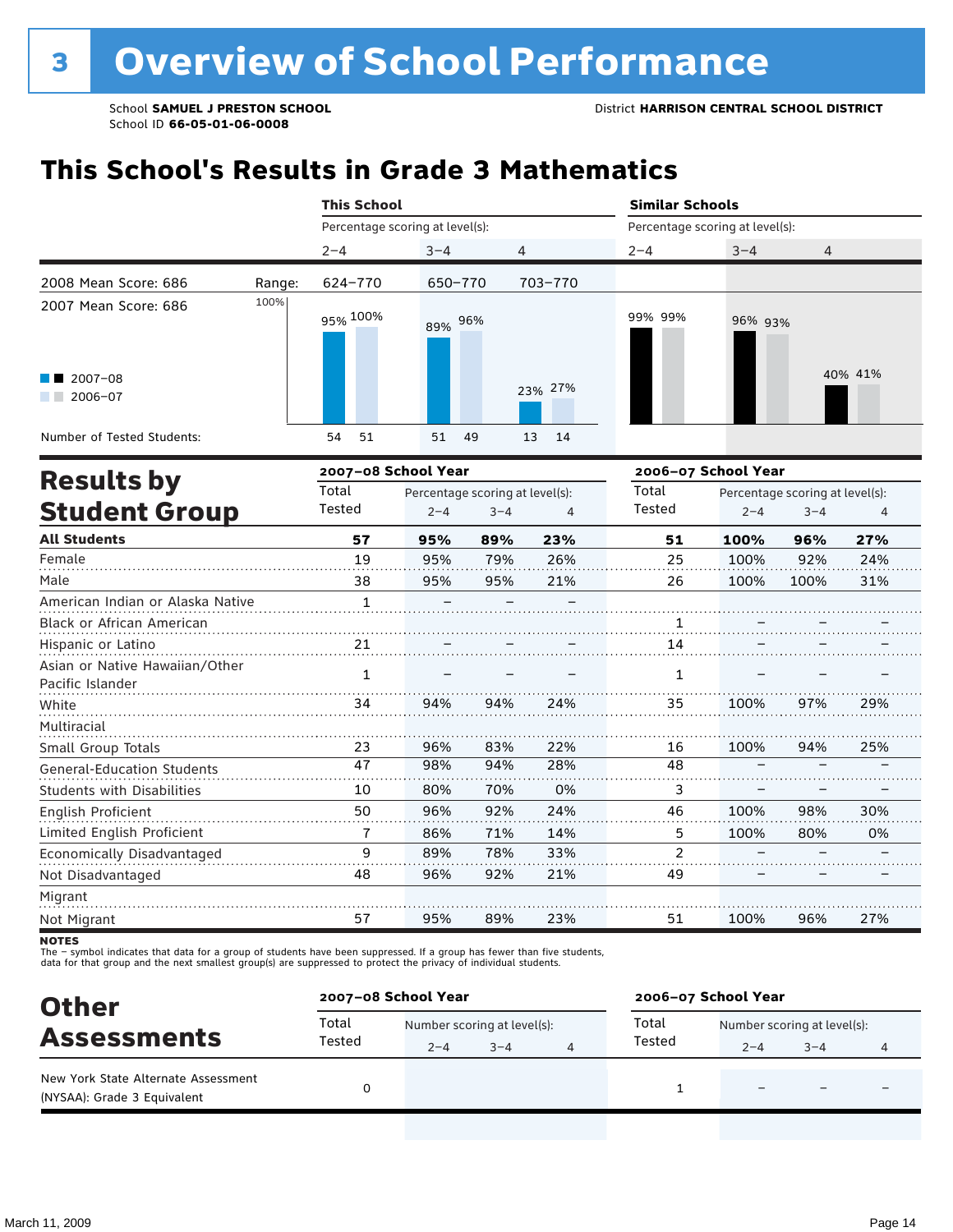# 3 Overview of School Performance

School **SAMUEL J PRESTON SCHOOL** District **HARRISON CENTRAL SCHOOL DISTRICT**
School ID **66-05-01-06-0008**

## This School's Results in Grade 3 Mathematics

| | This School | | | Similar Schools | | |
|---|---|---|---|---|---|---|
| | Percentage scoring at level(s): | | | Percentage scoring at level(s): | | |
| | 2–4 | 3–4 | 4 | 2–4 | 3–4 | 4 |
| 2008 Mean Score: 686 — Range: | 624–770 | 650–770 | 703–770 | | | |
| 2007–08 | 95% | 89% | 23% | 99% | 96% | 40% |
| 2006–07 | 100% | 96% | 27% | 99% | 93% | 41% |
| Number of Tested Students: 2007–08 | 54 | 51 | 13 | | | |
| Number of Tested Students: 2006–07 | 51 | 49 | 14 | | | |

2007 Mean Score: 686

## Results by Student Group

| | 2007–08 School Year | | | | 2006–07 School Year | | | |
|---|---|---|---|---|---|---|---|---|
| | Total Tested | Percentage scoring at level(s): 2–4 | 3–4 | 4 | Total Tested | Percentage scoring at level(s): 2–4 | 3–4 | 4 |
| **All Students** | **57** | **95%** | **89%** | **23%** | **51** | **100%** | **96%** | **27%** |
| Female | 19 | 95% | 79% | 26% | 25 | 100% | 92% | 24% |
| Male | 38 | 95% | 95% | 21% | 26 | 100% | 100% | 31% |
| American Indian or Alaska Native | 1 | – | – | – | | | | |
| Black or African American | | | | | 1 | – | – | – |
| Hispanic or Latino | 21 | – | – | – | 14 | – | – | – |
| Asian or Native Hawaiian/Other Pacific Islander | 1 | – | – | – | 1 | – | – | – |
| White | 34 | 94% | 94% | 24% | 35 | 100% | 97% | 29% |
| Multiracial | | | | | | | | |
| Small Group Totals | 23 | 96% | 83% | 22% | 16 | 100% | 94% | 25% |
| General-Education Students | 47 | 98% | 94% | 28% | 48 | – | – | – |
| Students with Disabilities | 10 | 80% | 70% | 0% | 3 | – | – | – |
| English Proficient | 50 | 96% | 92% | 24% | 46 | 100% | 98% | 30% |
| Limited English Proficient | 7 | 86% | 71% | 14% | 5 | 100% | 80% | 0% |
| Economically Disadvantaged | 9 | 89% | 78% | 33% | 2 | – | – | – |
| Not Disadvantaged | 48 | 96% | 92% | 21% | 49 | – | – | – |
| Migrant | | | | | | | | |
| Not Migrant | 57 | 95% | 89% | 23% | 51 | 100% | 96% | 27% |

**NOTES**
The – symbol indicates that data for a group of students have been suppressed. If a group has fewer than five students, data for that group and the next smallest group(s) are suppressed to protect the privacy of individual students.

## Other Assessments

| | 2007–08 School Year | | | | 2006–07 School Year | | | |
|---|---|---|---|---|---|---|---|---|
| | Total Tested | Number scoring at level(s): 2–4 | 3–4 | 4 | Total Tested | Number scoring at level(s): 2–4 | 3–4 | 4 |
| New York State Alternate Assessment (NYSAA): Grade 3 Equivalent | 0 | | | | 1 | – | – | – |

March 11, 2009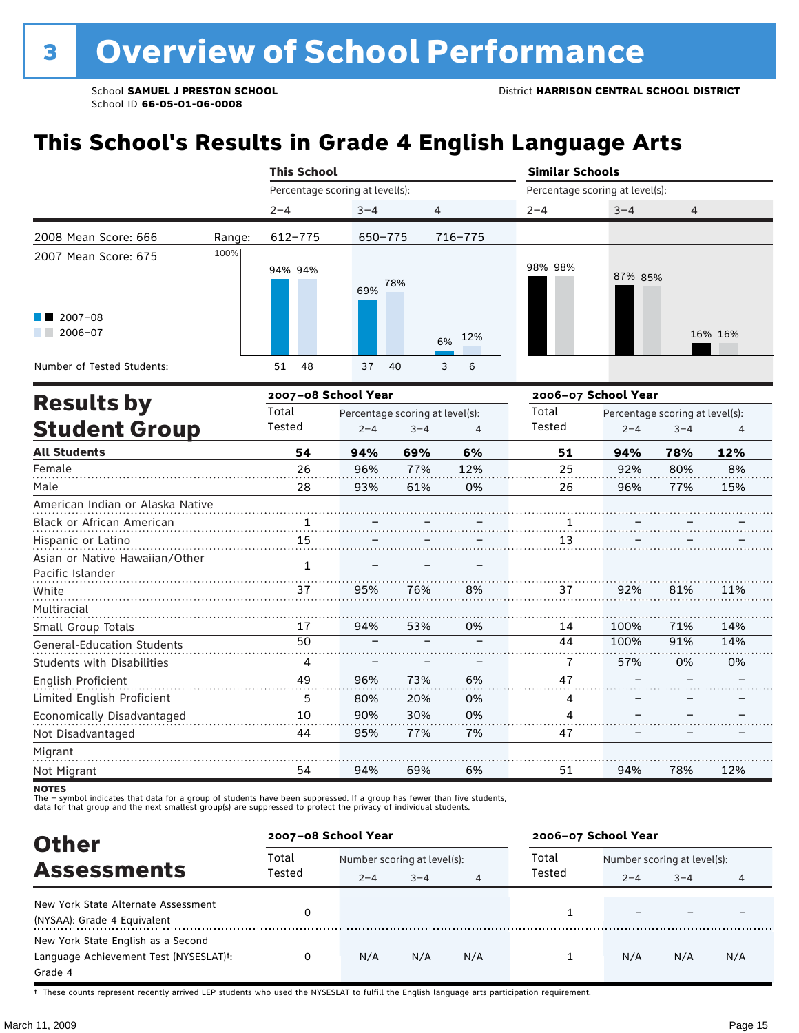# 3 Overview of School Performance

School **SAMUEL J PRESTON SCHOOL**
School ID **66-05-01-06-0008**

District **HARRISON CENTRAL SCHOOL DISTRICT**

## This School's Results in Grade 4 English Language Arts

| | | This School | | | Similar Schools | | |
|---|---|---|---|---|---|---|---|
| | | Percentage scoring at level(s): | | | Percentage scoring at level(s): | | |
| | | 2–4 | 3–4 | 4 | 2–4 | 3–4 | 4 |
| 2008 Mean Score: 666 | Range: | 612–775 | 650–775 | 716–775 | | | |
| 2007 Mean Score: 675 | | | | | | | |
| 2007–08 | | 94% | 69% | 6% | 98% | 87% | 16% |
| 2006–07 | | 94% | 78% | 12% | 98% | 85% | 16% |
| Number of Tested Students: 2007–08 | | 51 | 37 | 3 | | | |
| Number of Tested Students: 2006–07 | | 48 | 40 | 6 | | | |

## Results by Student Group

| | 2007–08 School Year | | | | 2006–07 School Year | | | |
|---|---|---|---|---|---|---|---|---|
| | Total Tested | Percentage scoring at level(s): 2–4 | 3–4 | 4 | Total Tested | Percentage scoring at level(s): 2–4 | 3–4 | 4 |
| **All Students** | **54** | **94%** | **69%** | **6%** | **51** | **94%** | **78%** | **12%** |
| Female | 26 | 96% | 77% | 12% | 25 | 92% | 80% | 8% |
| Male | 28 | 93% | 61% | 0% | 26 | 96% | 77% | 15% |
| American Indian or Alaska Native | | | | | | | | |
| Black or African American | 1 | – | – | – | 1 | – | – | – |
| Hispanic or Latino | 15 | – | – | – | 13 | – | – | – |
| Asian or Native Hawaiian/Other Pacific Islander | 1 | – | – | – | | | | |
| White | 37 | 95% | 76% | 8% | 37 | 92% | 81% | 11% |
| Multiracial | | | | | | | | |
| Small Group Totals | 17 | 94% | 53% | 0% | 14 | 100% | 71% | 14% |
| General-Education Students | 50 | – | – | – | 44 | 100% | 91% | 14% |
| Students with Disabilities | 4 | – | – | – | 7 | 57% | 0% | 0% |
| English Proficient | 49 | 96% | 73% | 6% | 47 | – | – | – |
| Limited English Proficient | 5 | 80% | 20% | 0% | 4 | – | – | – |
| Economically Disadvantaged | 10 | 90% | 30% | 0% | 4 | – | – | – |
| Not Disadvantaged | 44 | 95% | 77% | 7% | 47 | – | – | – |
| Migrant | | | | | | | | |
| Not Migrant | 54 | 94% | 69% | 6% | 51 | 94% | 78% | 12% |

**NOTES**
The – symbol indicates that data for a group of students have been suppressed. If a group has fewer than five students, data for that group and the next smallest group(s) are suppressed to protect the privacy of individual students.

## Other Assessments

| | 2007–08 School Year | | | | 2006–07 School Year | | | |
|---|---|---|---|---|---|---|---|---|
| | Total Tested | Number scoring at level(s): 2–4 | 3–4 | 4 | Total Tested | Number scoring at level(s): 2–4 | 3–4 | 4 |
| New York State Alternate Assessment (NYSAA): Grade 4 Equivalent | 0 | | | | 1 | – | – | – |
| New York State English as a Second Language Achievement Test (NYSESLAT)†: Grade 4 | 0 | N/A | N/A | N/A | 1 | N/A | N/A | N/A |

† These counts represent recently arrived LEP students who used the NYSESLAT to fulfill the English language arts participation requirement.

March 11, 2009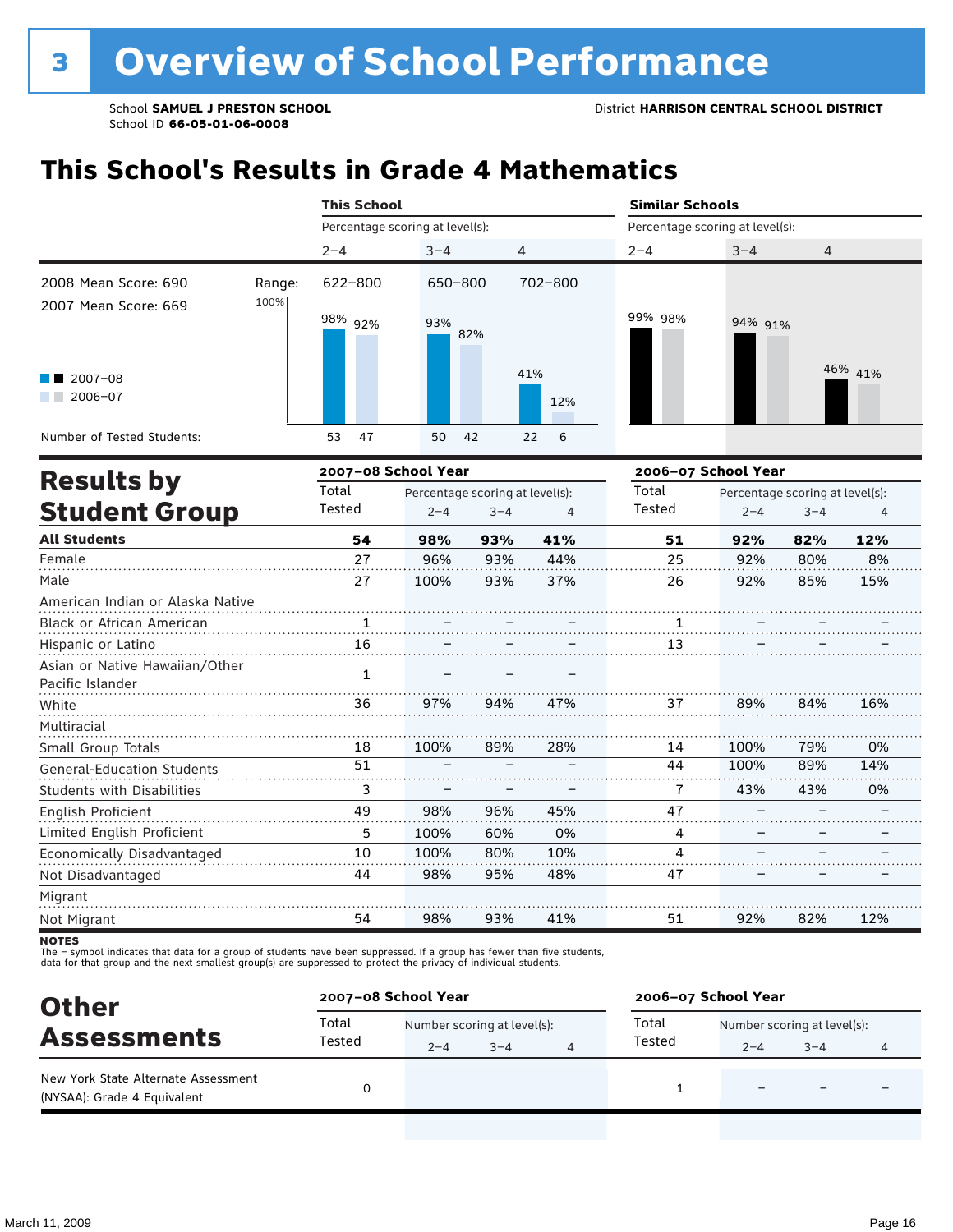# 3 Overview of School Performance

School **SAMUEL J PRESTON SCHOOL**
School ID **66-05-01-06-0008**

District **HARRISON CENTRAL SCHOOL DISTRICT**

## This School's Results in Grade 4 Mathematics

| | | This School | | | Similar Schools | | |
|---|---|---|---|---|---|---|---|
| | | Percentage scoring at level(s): | | | Percentage scoring at level(s): | | |
| | | 2–4 | 3–4 | 4 | 2–4 | 3–4 | 4 |
| 2008 Mean Score: 690 | Range: | 622–800 | 650–800 | 702–800 | | | |
| 2007 Mean Score: 669 | | | | | | | |
| 2007–08 | | 98% | 93% | 41% | 99% | 94% | 46% |
| 2006–07 | | 92% | 82% | 12% | 98% | 91% | 41% |
| Number of Tested Students: 2007–08 | | 53 | 50 | 22 | | | |
| Number of Tested Students: 2006–07 | | 47 | 42 | 6 | | | |

## Results by Student Group

| | 2007–08 School Year | | | | 2006–07 School Year | | | |
|---|---|---|---|---|---|---|---|---|
| | Total Tested | Percentage scoring at level(s): 2–4 | 3–4 | 4 | Total Tested | Percentage scoring at level(s): 2–4 | 3–4 | 4 |
| **All Students** | **54** | **98%** | **93%** | **41%** | **51** | **92%** | **82%** | **12%** |
| Female | 27 | 96% | 93% | 44% | 25 | 92% | 80% | 8% |
| Male | 27 | 100% | 93% | 37% | 26 | 92% | 85% | 15% |
| American Indian or Alaska Native | | | | | | | | |
| Black or African American | 1 | – | – | – | 1 | – | – | – |
| Hispanic or Latino | 16 | – | – | – | 13 | – | – | – |
| Asian or Native Hawaiian/Other Pacific Islander | 1 | – | – | – | | | | |
| White | 36 | 97% | 94% | 47% | 37 | 89% | 84% | 16% |
| Multiracial | | | | | | | | |
| Small Group Totals | 18 | 100% | 89% | 28% | 14 | 100% | 79% | 0% |
| General-Education Students | 51 | – | – | – | 44 | 100% | 89% | 14% |
| Students with Disabilities | 3 | – | – | – | 7 | 43% | 43% | 0% |
| English Proficient | 49 | 98% | 96% | 45% | 47 | – | – | – |
| Limited English Proficient | 5 | 100% | 60% | 0% | 4 | – | – | – |
| Economically Disadvantaged | 10 | 100% | 80% | 10% | 4 | – | – | – |
| Not Disadvantaged | 44 | 98% | 95% | 48% | 47 | – | – | – |
| Migrant | | | | | | | | |
| Not Migrant | 54 | 98% | 93% | 41% | 51 | 92% | 82% | 12% |

**NOTES**
The – symbol indicates that data for a group of students have been suppressed. If a group has fewer than five students, data for that group and the next smallest group(s) are suppressed to protect the privacy of individual students.

## Other Assessments

| | 2007–08 School Year | | | | 2006–07 School Year | | | |
|---|---|---|---|---|---|---|---|---|
| | Total Tested | Number scoring at level(s): 2–4 | 3–4 | 4 | Total Tested | Number scoring at level(s): 2–4 | 3–4 | 4 |
| New York State Alternate Assessment (NYSAA): Grade 4 Equivalent | 0 | | | | 1 | – | – | – |

March 11, 2009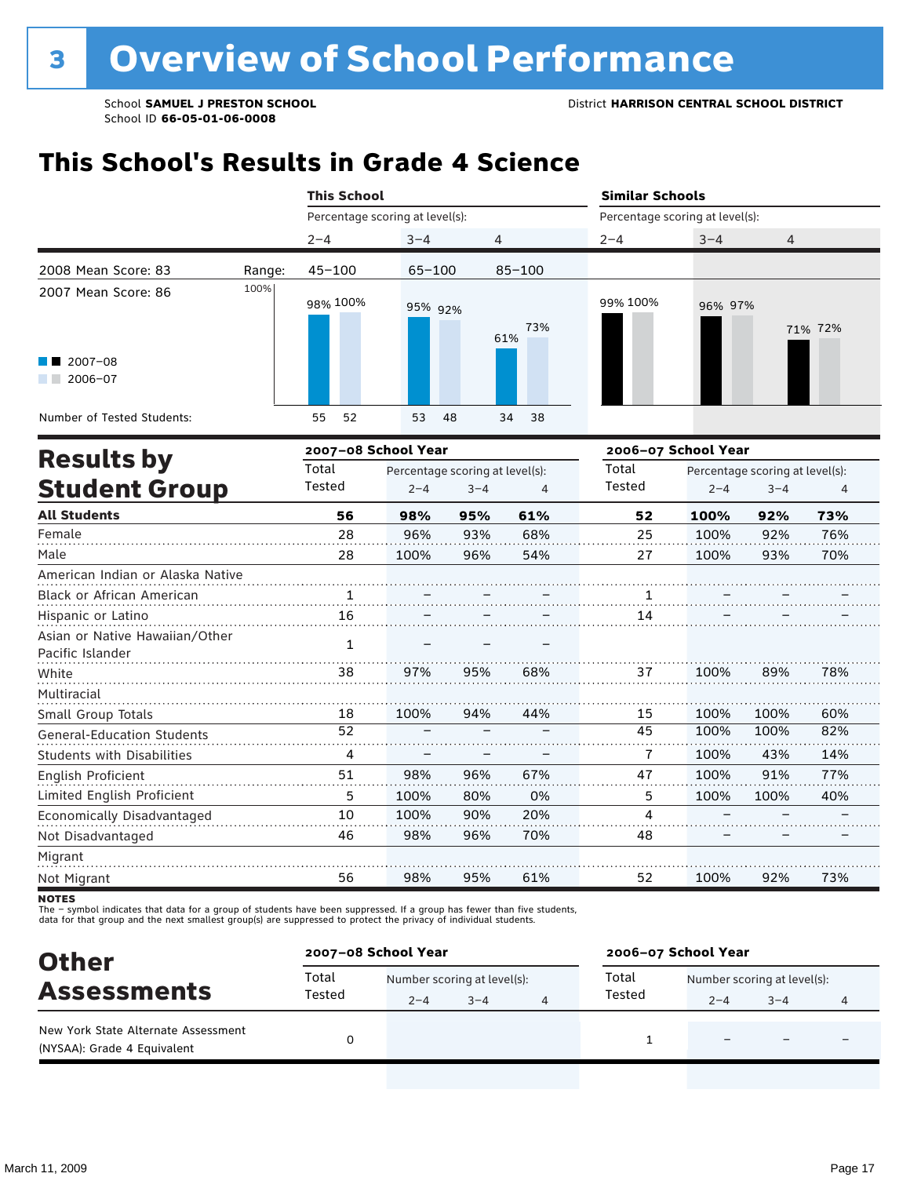# 3 Overview of School Performance

School **SAMUEL J PRESTON SCHOOL**
School ID **66-05-01-06-0008**

District **HARRISON CENTRAL SCHOOL DISTRICT**

## This School's Results in Grade 4 Science

| | This School 2–4 | This School 3–4 | This School 4 | Similar Schools 2–4 | Similar Schools 3–4 | Similar Schools 4 |
|---|---|---|---|---|---|---|
| 2008 Mean Score: 83 — Range: | 45–100 | 65–100 | 85–100 | | | |
| 2007 Mean Score: 86 | | | | | | |
| 2007–08 | 98% | 95% | 61% | 99% | 96% | 71% |
| 2006–07 | 100% | 92% | 73% | 100% | 97% | 72% |
| Number of Tested Students (2007–08) | 55 | 53 | 34 | | | |
| Number of Tested Students (2006–07) | 52 | 48 | 38 | | | |

## Results by Student Group

| | 2007–08 Total Tested | 2007–08 2–4 | 2007–08 3–4 | 2007–08 4 | 2006–07 Total Tested | 2006–07 2–4 | 2006–07 3–4 | 2006–07 4 |
|---|---|---|---|---|---|---|---|---|
| **All Students** | **56** | **98%** | **95%** | **61%** | **52** | **100%** | **92%** | **73%** |
| Female | 28 | 96% | 93% | 68% | 25 | 100% | 92% | 76% |
| Male | 28 | 100% | 96% | 54% | 27 | 100% | 93% | 70% |
| American Indian or Alaska Native | | | | | | | | |
| Black or African American | 1 | – | – | – | 1 | – | – | – |
| Hispanic or Latino | 16 | – | – | – | 14 | – | – | – |
| Asian or Native Hawaiian/Other Pacific Islander | 1 | – | – | – | | | | |
| White | 38 | 97% | 95% | 68% | 37 | 100% | 89% | 78% |
| Multiracial | | | | | | | | |
| Small Group Totals | 18 | 100% | 94% | 44% | 15 | 100% | 100% | 60% |
| General-Education Students | 52 | – | – | – | 45 | 100% | 100% | 82% |
| Students with Disabilities | 4 | – | – | – | 7 | 100% | 43% | 14% |
| English Proficient | 51 | 98% | 96% | 67% | 47 | 100% | 91% | 77% |
| Limited English Proficient | 5 | 100% | 80% | 0% | 5 | 100% | 100% | 40% |
| Economically Disadvantaged | 10 | 100% | 90% | 20% | 4 | – | – | – |
| Not Disadvantaged | 46 | 98% | 96% | 70% | 48 | – | – | – |
| Migrant | | | | | | | | |
| Not Migrant | 56 | 98% | 95% | 61% | 52 | 100% | 92% | 73% |

**NOTES**
The – symbol indicates that data for a group of students have been suppressed. If a group has fewer than five students, data for that group and the next smallest group(s) are suppressed to protect the privacy of individual students.

## Other Assessments

| | 2007–08 Total Tested | 2007–08 2–4 | 2007–08 3–4 | 2007–08 4 | 2006–07 Total Tested | 2006–07 2–4 | 2006–07 3–4 | 2006–07 4 |
|---|---|---|---|---|---|---|---|---|
| New York State Alternate Assessment (NYSAA): Grade 4 Equivalent | 0 | | | | 1 | – | – | – |

March 11, 2009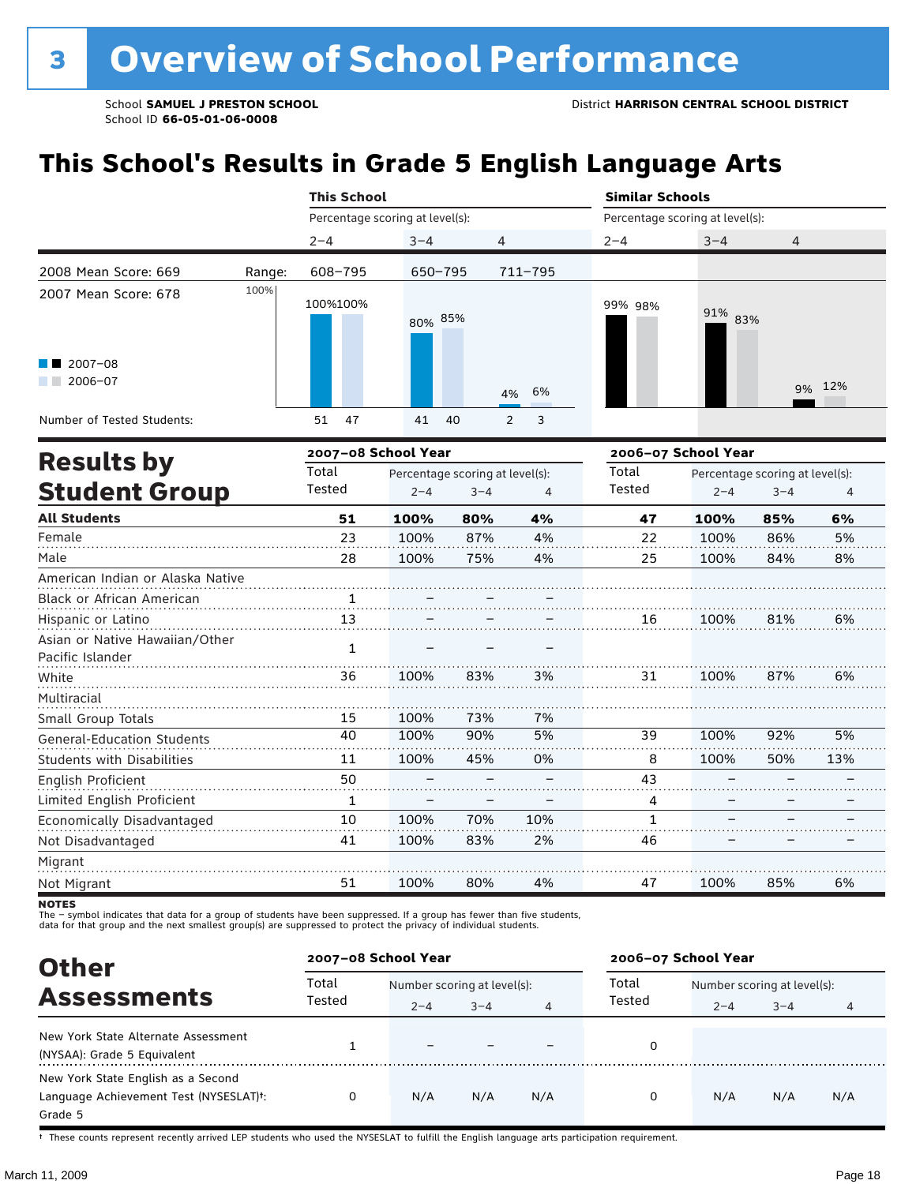# 3 Overview of School Performance

School **SAMUEL J PRESTON SCHOOL**
School ID **66-05-01-06-0008**

District **HARRISON CENTRAL SCHOOL DISTRICT**

## This School's Results in Grade 5 English Language Arts

| | | This School | | | Similar Schools | | |
|---|---|---|---|---|---|---|---|
| | | Percentage scoring at level(s): | | | Percentage scoring at level(s): | | |
| | | 2–4 | 3–4 | 4 | 2–4 | 3–4 | 4 |
| 2008 Mean Score: 669 | Range: | 608–795 | 650–795 | 711–795 | | | |
| 2007 Mean Score: 678 | 2007–08 | 100% | 80% | 4% | 99% | 91% | 9% |
| | 2006–07 | 100% | 85% | 6% | 98% | 83% | 12% |
| Number of Tested Students: | 2007–08 | 51 | 41 | 2 | | | |
| | 2006–07 | 47 | 40 | 3 | | | |

## Results by Student Group

| | 2007–08 School Year | | | | 2006–07 School Year | | | |
|---|---|---|---|---|---|---|---|---|
| | Total Tested | Percentage scoring at level(s): 2–4 | 3–4 | 4 | Total Tested | Percentage scoring at level(s): 2–4 | 3–4 | 4 |
| **All Students** | **51** | **100%** | **80%** | **4%** | **47** | **100%** | **85%** | **6%** |
| Female | 23 | 100% | 87% | 4% | 22 | 100% | 86% | 5% |
| Male | 28 | 100% | 75% | 4% | 25 | 100% | 84% | 8% |
| American Indian or Alaska Native | | | | | | | | |
| Black or African American | 1 | – | – | – | | | | |
| Hispanic or Latino | 13 | – | – | – | 16 | 100% | 81% | 6% |
| Asian or Native Hawaiian/Other Pacific Islander | 1 | – | – | – | | | | |
| White | 36 | 100% | 83% | 3% | 31 | 100% | 87% | 6% |
| Multiracial | | | | | | | | |
| Small Group Totals | 15 | 100% | 73% | 7% | | | | |
| General-Education Students | 40 | 100% | 90% | 5% | 39 | 100% | 92% | 5% |
| Students with Disabilities | 11 | 100% | 45% | 0% | 8 | 100% | 50% | 13% |
| English Proficient | 50 | – | – | – | 43 | – | – | – |
| Limited English Proficient | 1 | – | – | – | 4 | – | – | – |
| Economically Disadvantaged | 10 | 100% | 70% | 10% | 1 | – | – | – |
| Not Disadvantaged | 41 | 100% | 83% | 2% | 46 | – | – | – |
| Migrant | | | | | | | | |
| Not Migrant | 51 | 100% | 80% | 4% | 47 | 100% | 85% | 6% |

**NOTES**
The – symbol indicates that data for a group of students have been suppressed. If a group has fewer than five students, data for that group and the next smallest group(s) are suppressed to protect the privacy of individual students.

## Other Assessments

| | 2007–08 School Year | | | | 2006–07 School Year | | | |
|---|---|---|---|---|---|---|---|---|
| | Total Tested | Number scoring at level(s): 2–4 | 3–4 | 4 | Total Tested | Number scoring at level(s): 2–4 | 3–4 | 4 |
| New York State Alternate Assessment (NYSAA): Grade 5 Equivalent | 1 | – | – | – | 0 | | | |
| New York State English as a Second Language Achievement Test (NYSESLAT)†: Grade 5 | 0 | N/A | N/A | N/A | 0 | N/A | N/A | N/A |

† These counts represent recently arrived LEP students who used the NYSESLAT to fulfill the English language arts participation requirement.

March 11, 2009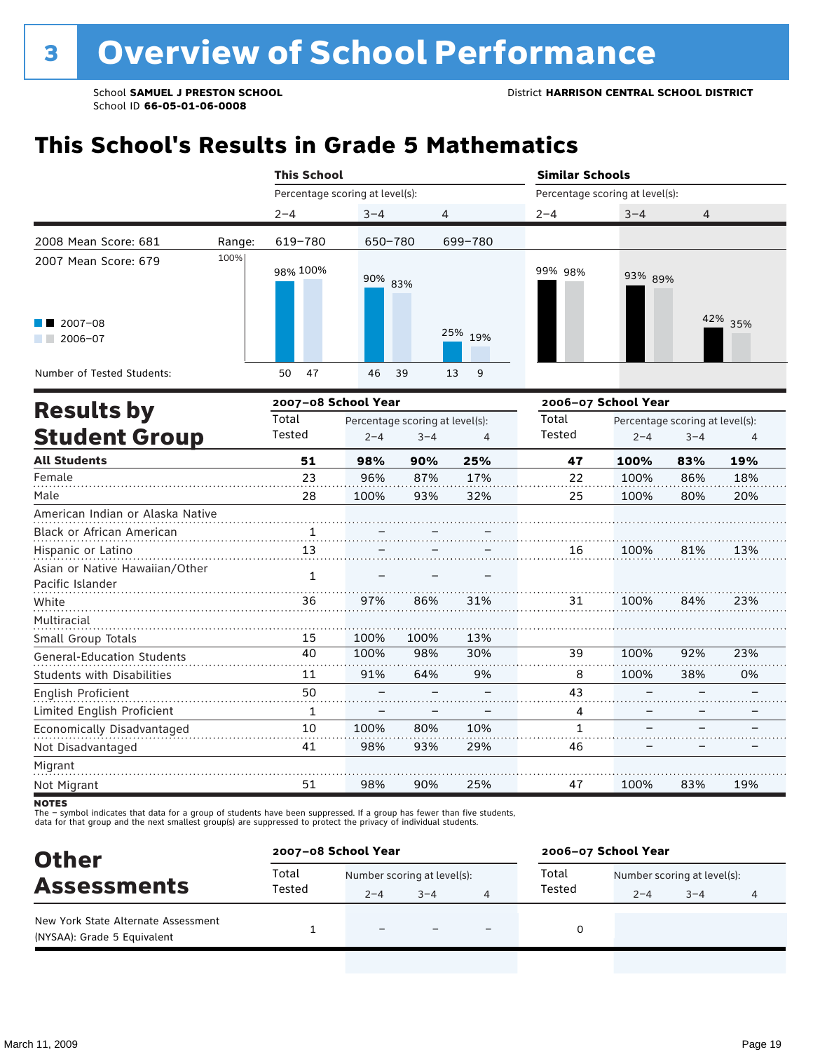# 3 Overview of School Performance

School **SAMUEL J PRESTON SCHOOL**
School ID **66-05-01-06-0008**

District **HARRISON CENTRAL SCHOOL DISTRICT**

## This School's Results in Grade 5 Mathematics

This School

Percentage scoring at level(s):

2–4 | 3–4 | 4

Similar Schools

Percentage scoring at level(s):

2–4 | 3–4 | 4

2008 Mean Score: 681 — Range: 619–780 | 650–780 | 699–780

2007 Mean Score: 679

100%

2007–08
2006–07

This School: 98% 100% | 90% 83% | 25% 19%

Similar Schools: 99% 98% | 93% 89% | 42% 35%

Number of Tested Students: 50 47 | 46 39 | 13 9

## Results by Student Group

| | 2007–08 School Year | | | | 2006–07 School Year | | | |
|---|---|---|---|---|---|---|---|---|
| | Total Tested | Percentage scoring at level(s): 2–4 | 3–4 | 4 | Total Tested | Percentage scoring at level(s): 2–4 | 3–4 | 4 |
| **All Students** | **51** | **98%** | **90%** | **25%** | **47** | **100%** | **83%** | **19%** |
| Female | 23 | 96% | 87% | 17% | 22 | 100% | 86% | 18% |
| Male | 28 | 100% | 93% | 32% | 25 | 100% | 80% | 20% |
| American Indian or Alaska Native | | | | | | | | |
| Black or African American | 1 | – | – | – | | | | |
| Hispanic or Latino | 13 | – | – | – | 16 | 100% | 81% | 13% |
| Asian or Native Hawaiian/Other Pacific Islander | 1 | – | – | – | | | | |
| White | 36 | 97% | 86% | 31% | 31 | 100% | 84% | 23% |
| Multiracial | | | | | | | | |
| Small Group Totals | 15 | 100% | 100% | 13% | | | | |
| General-Education Students | 40 | 100% | 98% | 30% | 39 | 100% | 92% | 23% |
| Students with Disabilities | 11 | 91% | 64% | 9% | 8 | 100% | 38% | 0% |
| English Proficient | 50 | – | – | – | 43 | – | – | – |
| Limited English Proficient | 1 | – | – | – | 4 | – | – | – |
| Economically Disadvantaged | 10 | 100% | 80% | 10% | 1 | – | – | – |
| Not Disadvantaged | 41 | 98% | 93% | 29% | 46 | – | – | – |
| Migrant | | | | | | | | |
| Not Migrant | 51 | 98% | 90% | 25% | 47 | 100% | 83% | 19% |

**NOTES**
The – symbol indicates that data for a group of students have been suppressed. If a group has fewer than five students, data for that group and the next smallest group(s) are suppressed to protect the privacy of individual students.

## Other Assessments

| | 2007–08 School Year | | | | 2006–07 School Year | | | |
|---|---|---|---|---|---|---|---|---|
| | Total Tested | Number scoring at level(s): 2–4 | 3–4 | 4 | Total Tested | Number scoring at level(s): 2–4 | 3–4 | 4 |
| New York State Alternate Assessment (NYSAA): Grade 5 Equivalent | 1 | – | – | – | 0 | | | |

March 11, 2009